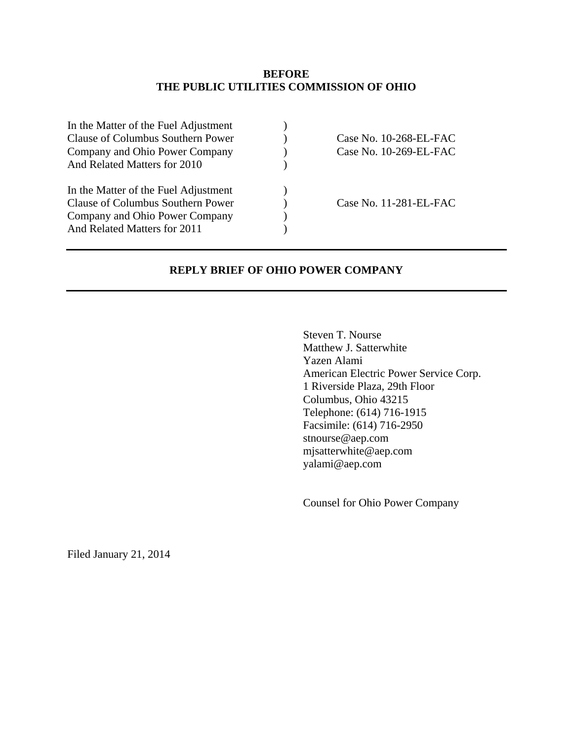**BEFORE**
**THE PUBLIC UTILITIES COMMISSION OF OHIO**

| | | |
|---|---|---|
| In the Matter of the Fuel Adjustment Clause of Columbus Southern Power Company and Ohio Power Company And Related Matters for 2010 | ) ) ) ) | Case No. 10-268-EL-FAC Case No. 10-269-EL-FAC |
| In the Matter of the Fuel Adjustment Clause of Columbus Southern Power Company and Ohio Power Company And Related Matters for 2011 | ) ) ) ) | Case No. 11-281-EL-FAC |

---

**REPLY BRIEF OF OHIO POWER COMPANY**

---

Steven T. Nourse
Matthew J. Satterwhite
Yazen Alami
American Electric Power Service Corp.
1 Riverside Plaza, 29th Floor
Columbus, Ohio 43215
Telephone: (614) 716-1915
Facsimile: (614) 716-2950
stnourse@aep.com
mjsatterwhite@aep.com
yalami@aep.com

Counsel for Ohio Power Company

Filed January 21, 2014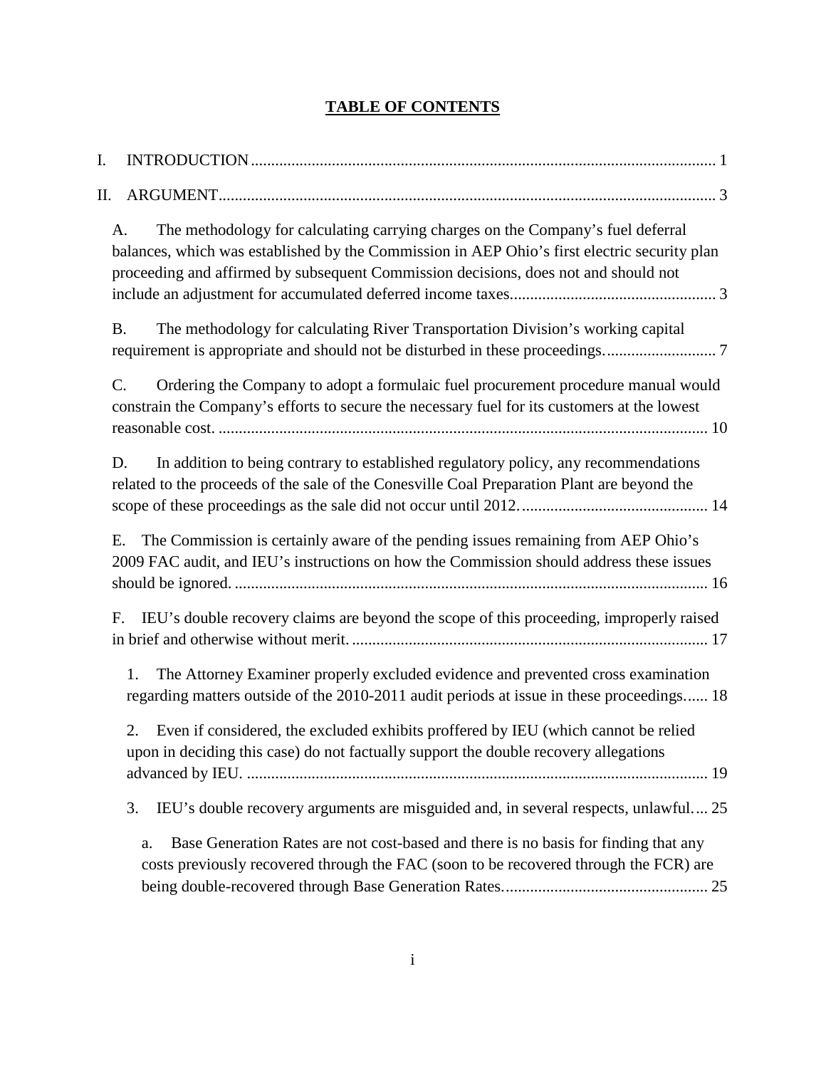# TABLE OF CONTENTS

I. INTRODUCTION .......... 1

II. ARGUMENT .......... 3

A. The methodology for calculating carrying charges on the Company's fuel deferral balances, which was established by the Commission in AEP Ohio's first electric security plan proceeding and affirmed by subsequent Commission decisions, does not and should not include an adjustment for accumulated deferred income taxes .......... 3

B. The methodology for calculating River Transportation Division's working capital requirement is appropriate and should not be disturbed in these proceedings. .......... 7

C. Ordering the Company to adopt a formulaic fuel procurement procedure manual would constrain the Company's efforts to secure the necessary fuel for its customers at the lowest reasonable cost. .......... 10

D. In addition to being contrary to established regulatory policy, any recommendations related to the proceeds of the sale of the Conesville Coal Preparation Plant are beyond the scope of these proceedings as the sale did not occur until 2012. .......... 14

E. The Commission is certainly aware of the pending issues remaining from AEP Ohio's 2009 FAC audit, and IEU's instructions on how the Commission should address these issues should be ignored. .......... 16

F. IEU's double recovery claims are beyond the scope of this proceeding, improperly raised in brief and otherwise without merit. .......... 17

1. The Attorney Examiner properly excluded evidence and prevented cross examination regarding matters outside of the 2010-2011 audit periods at issue in these proceedings...... 18

2. Even if considered, the excluded exhibits proffered by IEU (which cannot be relied upon in deciding this case) do not factually support the double recovery allegations advanced by IEU. .......... 19

3. IEU's double recovery arguments are misguided and, in several respects, unlawful.... 25

a. Base Generation Rates are not cost-based and there is no basis for finding that any costs previously recovered through the FAC (soon to be recovered through the FCR) are being double-recovered through Base Generation Rates. .......... 25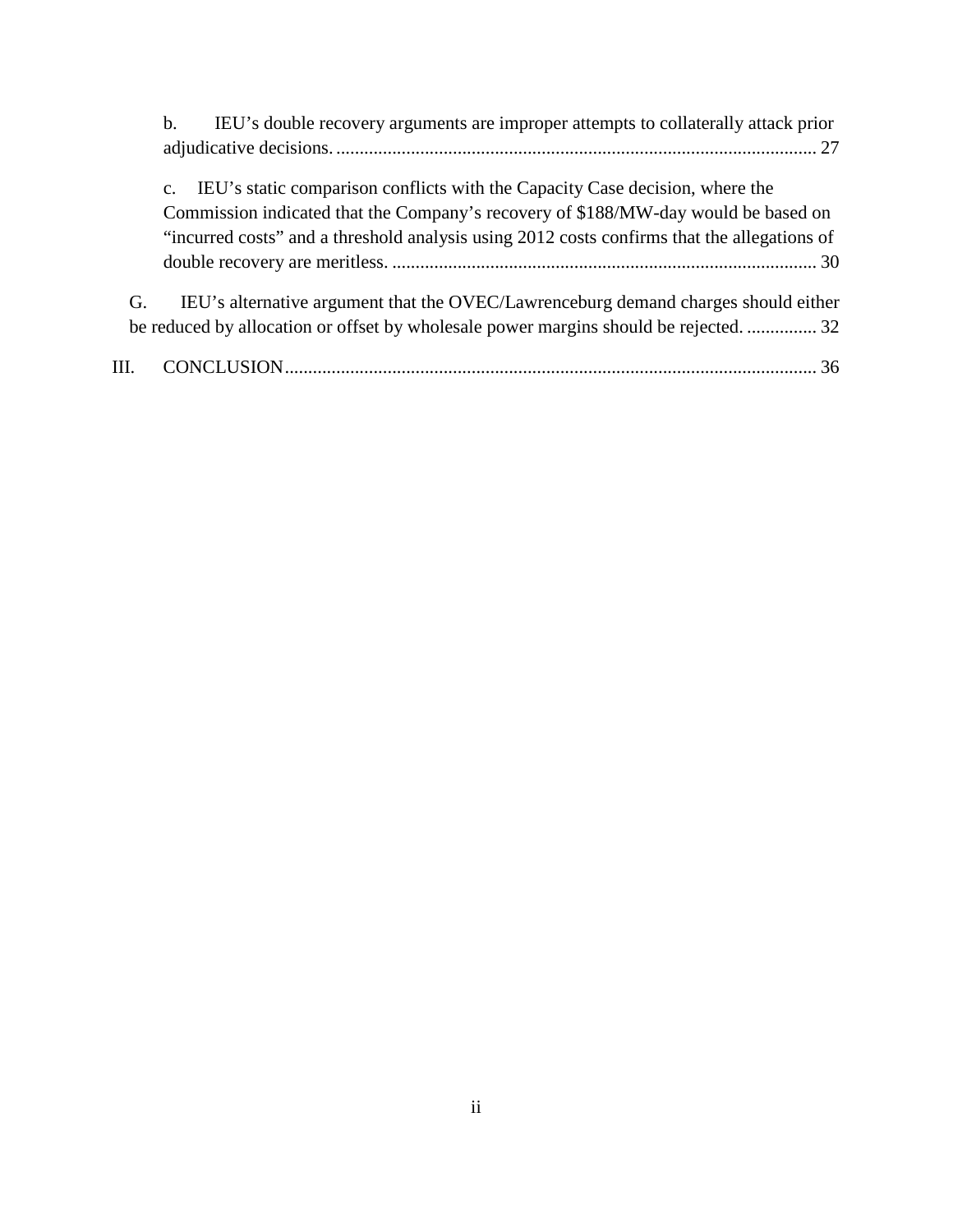b. IEU's double recovery arguments are improper attempts to collaterally attack prior adjudicative decisions. ........................................................................................................ 27

c. IEU's static comparison conflicts with the Capacity Case decision, where the Commission indicated that the Company's recovery of $188/MW-day would be based on "incurred costs" and a threshold analysis using 2012 costs confirms that the allegations of double recovery are meritless. .......................................................................................... 30

G. IEU's alternative argument that the OVEC/Lawrenceburg demand charges should either be reduced by allocation or offset by wholesale power margins should be rejected. ............... 32

III. CONCLUSION................................................................................................................. 36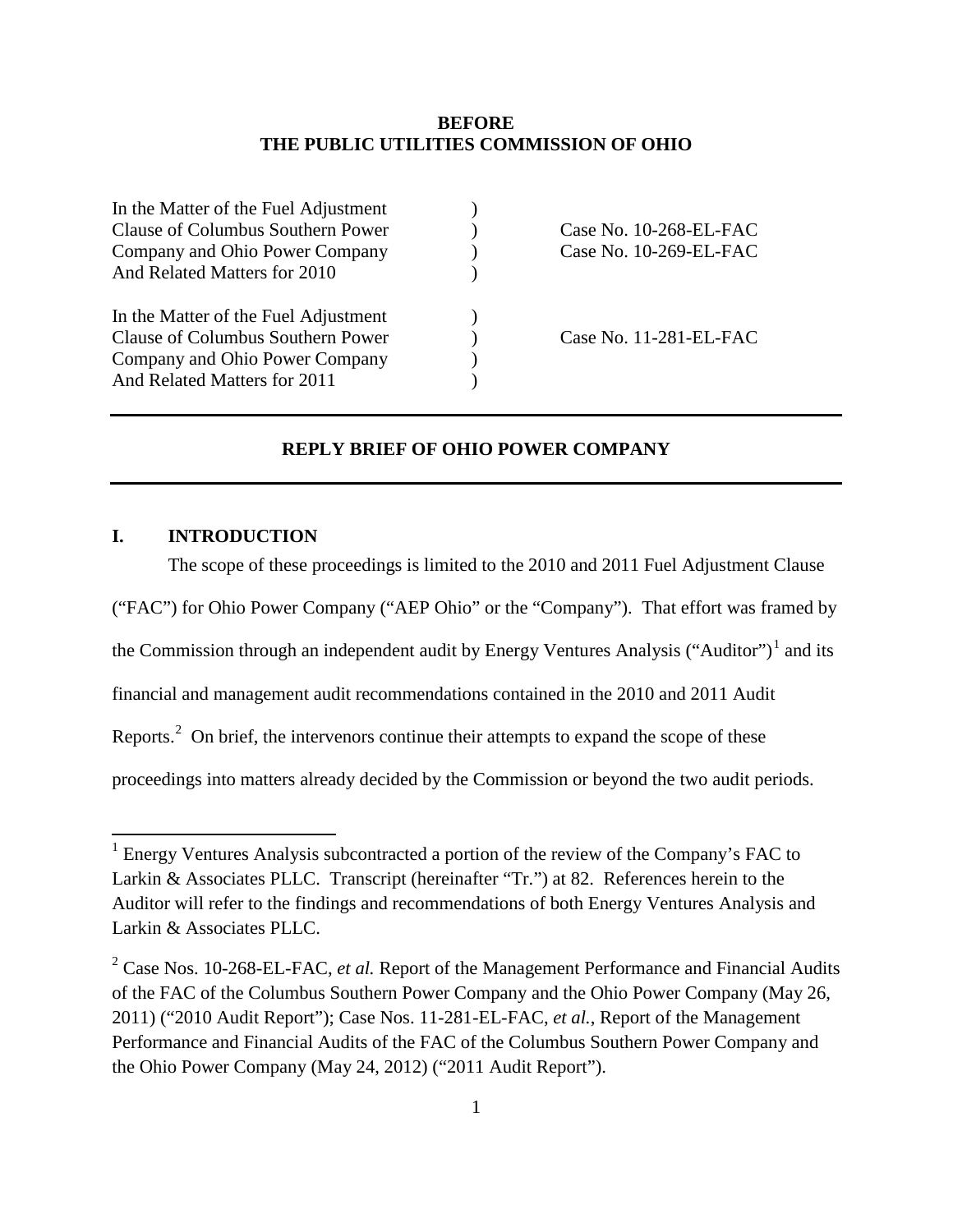**BEFORE**
**THE PUBLIC UTILITIES COMMISSION OF OHIO**

| | | |
|---|---|---|
| In the Matter of the Fuel Adjustment Clause of Columbus Southern Power Company and Ohio Power Company And Related Matters for 2010 | ) ) ) ) | Case No. 10-268-EL-FAC Case No. 10-269-EL-FAC |
| In the Matter of the Fuel Adjustment Clause of Columbus Southern Power Company and Ohio Power Company And Related Matters for 2011 | ) ) ) ) | Case No. 11-281-EL-FAC |

---

**REPLY BRIEF OF OHIO POWER COMPANY**

---

## I. INTRODUCTION

The scope of these proceedings is limited to the 2010 and 2011 Fuel Adjustment Clause ("FAC") for Ohio Power Company ("AEP Ohio" or the "Company"). That effort was framed by the Commission through an independent audit by Energy Ventures Analysis ("Auditor")[1] and its financial and management audit recommendations contained in the 2010 and 2011 Audit Reports.[2] On brief, the intervenors continue their attempts to expand the scope of these proceedings into matters already decided by the Commission or beyond the two audit periods.

[1] Energy Ventures Analysis subcontracted a portion of the review of the Company's FAC to Larkin & Associates PLLC. Transcript (hereinafter "Tr.") at 82. References herein to the Auditor will refer to the findings and recommendations of both Energy Ventures Analysis and Larkin & Associates PLLC.

[2] Case Nos. 10-268-EL-FAC, *et al.* Report of the Management Performance and Financial Audits of the FAC of the Columbus Southern Power Company and the Ohio Power Company (May 26, 2011) ("2010 Audit Report"); Case Nos. 11-281-EL-FAC, *et al.*, Report of the Management Performance and Financial Audits of the FAC of the Columbus Southern Power Company and the Ohio Power Company (May 24, 2012) ("2011 Audit Report").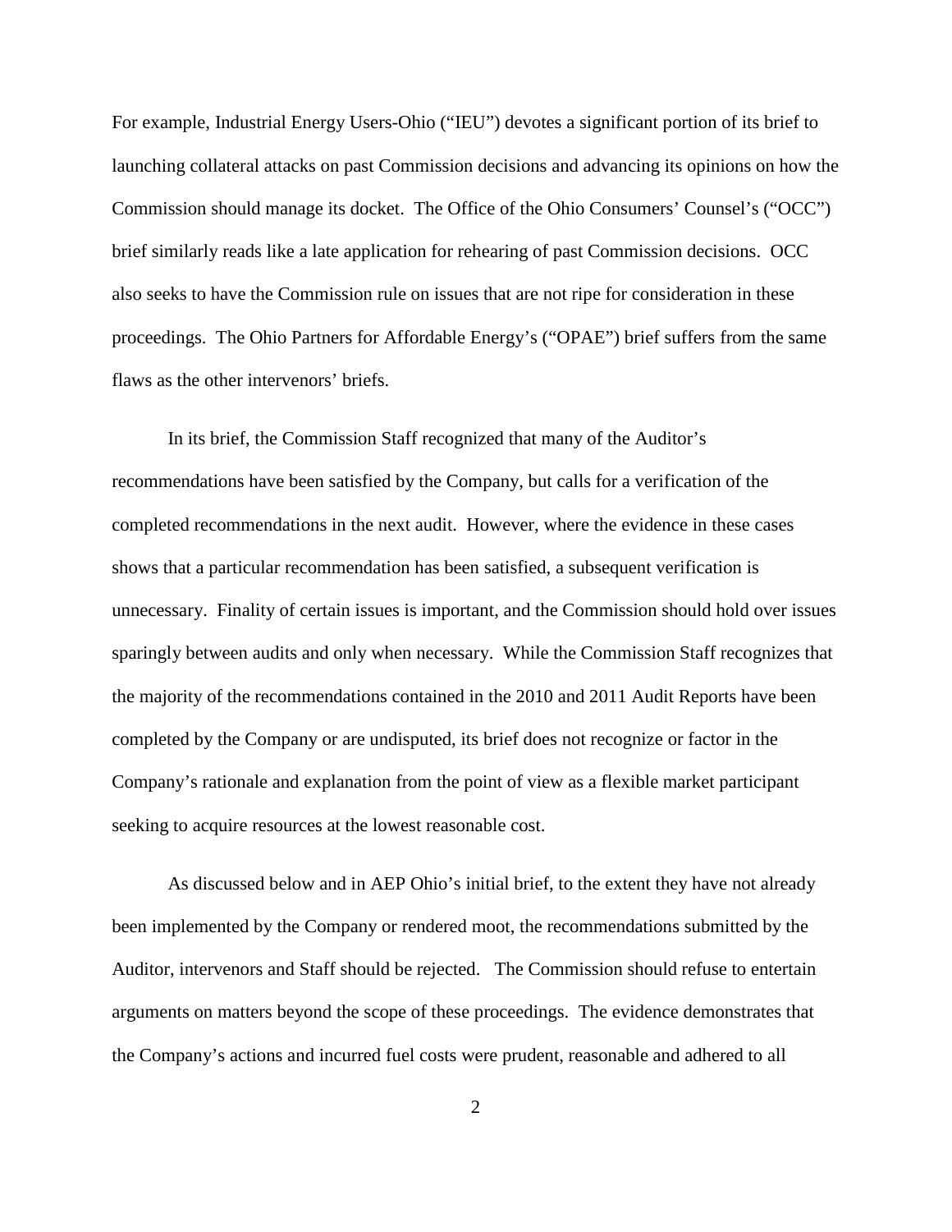For example, Industrial Energy Users-Ohio ("IEU") devotes a significant portion of its brief to launching collateral attacks on past Commission decisions and advancing its opinions on how the Commission should manage its docket. The Office of the Ohio Consumers' Counsel's ("OCC") brief similarly reads like a late application for rehearing of past Commission decisions. OCC also seeks to have the Commission rule on issues that are not ripe for consideration in these proceedings. The Ohio Partners for Affordable Energy's ("OPAE") brief suffers from the same flaws as the other intervenors' briefs.

In its brief, the Commission Staff recognized that many of the Auditor's recommendations have been satisfied by the Company, but calls for a verification of the completed recommendations in the next audit. However, where the evidence in these cases shows that a particular recommendation has been satisfied, a subsequent verification is unnecessary. Finality of certain issues is important, and the Commission should hold over issues sparingly between audits and only when necessary. While the Commission Staff recognizes that the majority of the recommendations contained in the 2010 and 2011 Audit Reports have been completed by the Company or are undisputed, its brief does not recognize or factor in the Company's rationale and explanation from the point of view as a flexible market participant seeking to acquire resources at the lowest reasonable cost.

As discussed below and in AEP Ohio's initial brief, to the extent they have not already been implemented by the Company or rendered moot, the recommendations submitted by the Auditor, intervenors and Staff should be rejected. The Commission should refuse to entertain arguments on matters beyond the scope of these proceedings. The evidence demonstrates that the Company's actions and incurred fuel costs were prudent, reasonable and adhered to all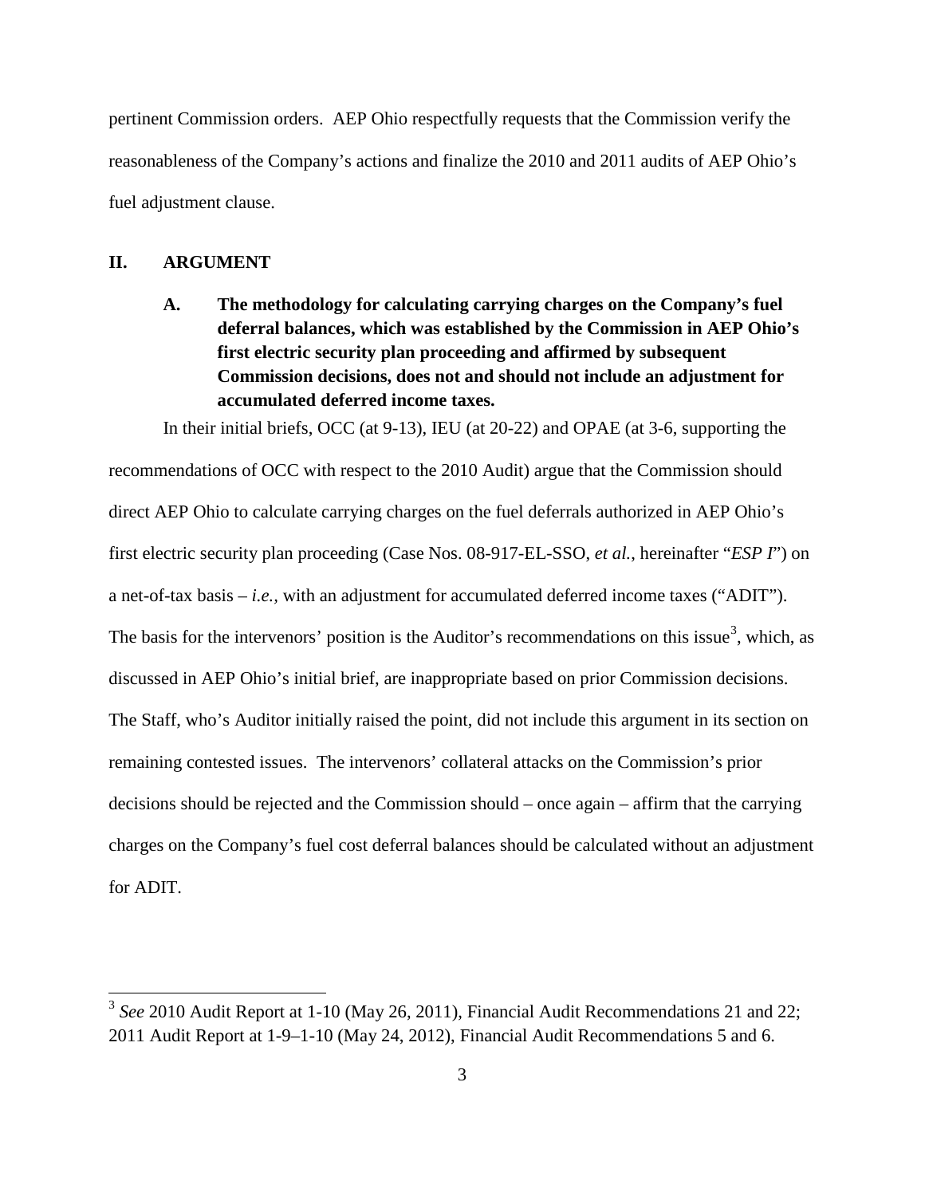pertinent Commission orders. AEP Ohio respectfully requests that the Commission verify the reasonableness of the Company's actions and finalize the 2010 and 2011 audits of AEP Ohio's fuel adjustment clause.

## II. ARGUMENT

### A. The methodology for calculating carrying charges on the Company's fuel deferral balances, which was established by the Commission in AEP Ohio's first electric security plan proceeding and affirmed by subsequent Commission decisions, does not and should not include an adjustment for accumulated deferred income taxes.

In their initial briefs, OCC (at 9-13), IEU (at 20-22) and OPAE (at 3-6, supporting the recommendations of OCC with respect to the 2010 Audit) argue that the Commission should direct AEP Ohio to calculate carrying charges on the fuel deferrals authorized in AEP Ohio's first electric security plan proceeding (Case Nos. 08-917-EL-SSO, *et al.*, hereinafter "*ESP I*") on a net-of-tax basis – *i.e.*, with an adjustment for accumulated deferred income taxes ("ADIT"). The basis for the intervenors' position is the Auditor's recommendations on this issue[3], which, as discussed in AEP Ohio's initial brief, are inappropriate based on prior Commission decisions. The Staff, who's Auditor initially raised the point, did not include this argument in its section on remaining contested issues. The intervenors' collateral attacks on the Commission's prior decisions should be rejected and the Commission should – once again – affirm that the carrying charges on the Company's fuel cost deferral balances should be calculated without an adjustment for ADIT.

---

[3] *See* 2010 Audit Report at 1-10 (May 26, 2011), Financial Audit Recommendations 21 and 22; 2011 Audit Report at 1-9–1-10 (May 24, 2012), Financial Audit Recommendations 5 and 6.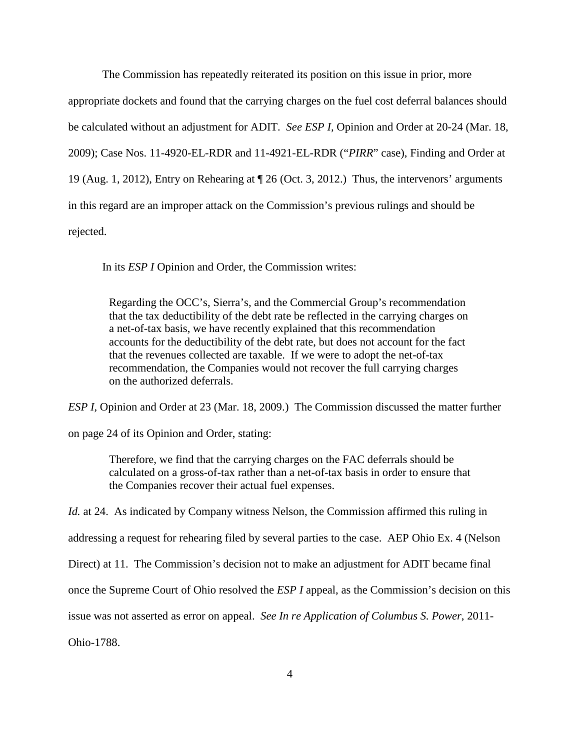The Commission has repeatedly reiterated its position on this issue in prior, more appropriate dockets and found that the carrying charges on the fuel cost deferral balances should be calculated without an adjustment for ADIT. *See ESP I,* Opinion and Order at 20-24 (Mar. 18, 2009); Case Nos. 11-4920-EL-RDR and 11-4921-EL-RDR ("*PIRR*" case), Finding and Order at 19 (Aug. 1, 2012), Entry on Rehearing at ¶ 26 (Oct. 3, 2012.) Thus, the intervenors' arguments in this regard are an improper attack on the Commission's previous rulings and should be rejected.

In its *ESP I* Opinion and Order, the Commission writes:

> Regarding the OCC's, Sierra's, and the Commercial Group's recommendation that the tax deductibility of the debt rate be reflected in the carrying charges on a net-of-tax basis, we have recently explained that this recommendation accounts for the deductibility of the debt rate, but does not account for the fact that the revenues collected are taxable. If we were to adopt the net-of-tax recommendation, the Companies would not recover the full carrying charges on the authorized deferrals.

*ESP I,* Opinion and Order at 23 (Mar. 18, 2009.) The Commission discussed the matter further on page 24 of its Opinion and Order, stating:

> Therefore, we find that the carrying charges on the FAC deferrals should be calculated on a gross-of-tax rather than a net-of-tax basis in order to ensure that the Companies recover their actual fuel expenses.

*Id.* at 24. As indicated by Company witness Nelson, the Commission affirmed this ruling in addressing a request for rehearing filed by several parties to the case. AEP Ohio Ex. 4 (Nelson Direct) at 11. The Commission's decision not to make an adjustment for ADIT became final once the Supreme Court of Ohio resolved the *ESP I* appeal, as the Commission's decision on this issue was not asserted as error on appeal. *See In re Application of Columbus S. Power*, 2011-Ohio-1788.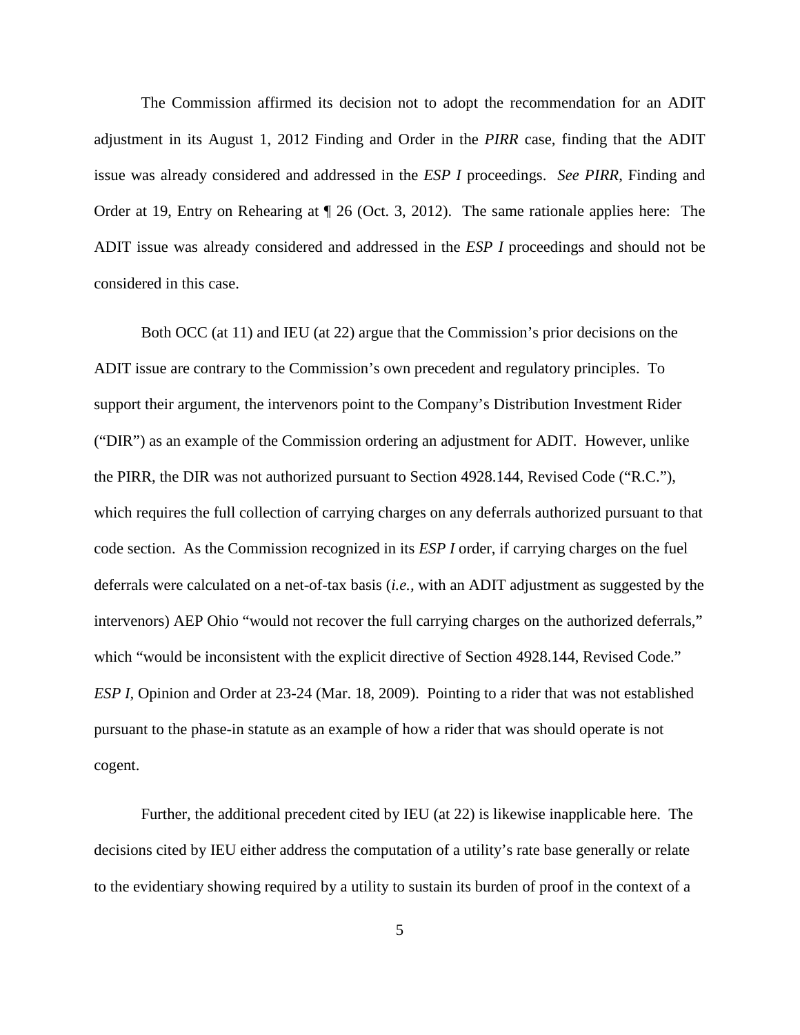The Commission affirmed its decision not to adopt the recommendation for an ADIT adjustment in its August 1, 2012 Finding and Order in the *PIRR* case, finding that the ADIT issue was already considered and addressed in the *ESP I* proceedings. *See PIRR*, Finding and Order at 19, Entry on Rehearing at ¶ 26 (Oct. 3, 2012). The same rationale applies here: The ADIT issue was already considered and addressed in the *ESP I* proceedings and should not be considered in this case.

Both OCC (at 11) and IEU (at 22) argue that the Commission's prior decisions on the ADIT issue are contrary to the Commission's own precedent and regulatory principles. To support their argument, the intervenors point to the Company's Distribution Investment Rider ("DIR") as an example of the Commission ordering an adjustment for ADIT. However, unlike the PIRR, the DIR was not authorized pursuant to Section 4928.144, Revised Code ("R.C."), which requires the full collection of carrying charges on any deferrals authorized pursuant to that code section. As the Commission recognized in its *ESP I* order, if carrying charges on the fuel deferrals were calculated on a net-of-tax basis (*i.e.,* with an ADIT adjustment as suggested by the intervenors) AEP Ohio "would not recover the full carrying charges on the authorized deferrals," which "would be inconsistent with the explicit directive of Section 4928.144, Revised Code." *ESP I,* Opinion and Order at 23-24 (Mar. 18, 2009). Pointing to a rider that was not established pursuant to the phase-in statute as an example of how a rider that was should operate is not cogent.

Further, the additional precedent cited by IEU (at 22) is likewise inapplicable here. The decisions cited by IEU either address the computation of a utility's rate base generally or relate to the evidentiary showing required by a utility to sustain its burden of proof in the context of a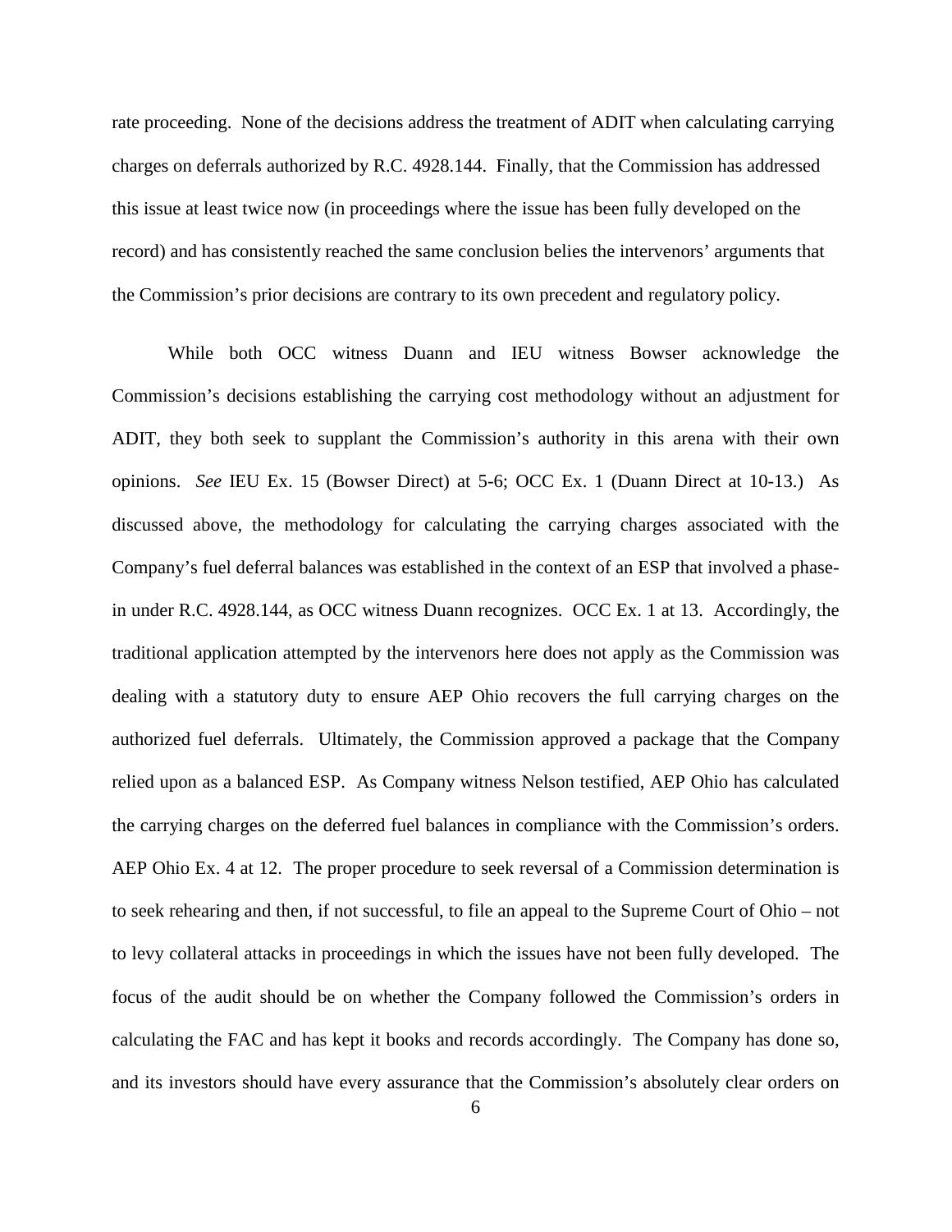rate proceeding. None of the decisions address the treatment of ADIT when calculating carrying charges on deferrals authorized by R.C. 4928.144. Finally, that the Commission has addressed this issue at least twice now (in proceedings where the issue has been fully developed on the record) and has consistently reached the same conclusion belies the intervenors' arguments that the Commission's prior decisions are contrary to its own precedent and regulatory policy.

While both OCC witness Duann and IEU witness Bowser acknowledge the Commission's decisions establishing the carrying cost methodology without an adjustment for ADIT, they both seek to supplant the Commission's authority in this arena with their own opinions. *See* IEU Ex. 15 (Bowser Direct) at 5-6; OCC Ex. 1 (Duann Direct at 10-13.) As discussed above, the methodology for calculating the carrying charges associated with the Company's fuel deferral balances was established in the context of an ESP that involved a phase-in under R.C. 4928.144, as OCC witness Duann recognizes. OCC Ex. 1 at 13. Accordingly, the traditional application attempted by the intervenors here does not apply as the Commission was dealing with a statutory duty to ensure AEP Ohio recovers the full carrying charges on the authorized fuel deferrals. Ultimately, the Commission approved a package that the Company relied upon as a balanced ESP. As Company witness Nelson testified, AEP Ohio has calculated the carrying charges on the deferred fuel balances in compliance with the Commission's orders. AEP Ohio Ex. 4 at 12. The proper procedure to seek reversal of a Commission determination is to seek rehearing and then, if not successful, to file an appeal to the Supreme Court of Ohio – not to levy collateral attacks in proceedings in which the issues have not been fully developed. The focus of the audit should be on whether the Company followed the Commission's orders in calculating the FAC and has kept it books and records accordingly. The Company has done so, and its investors should have every assurance that the Commission's absolutely clear orders on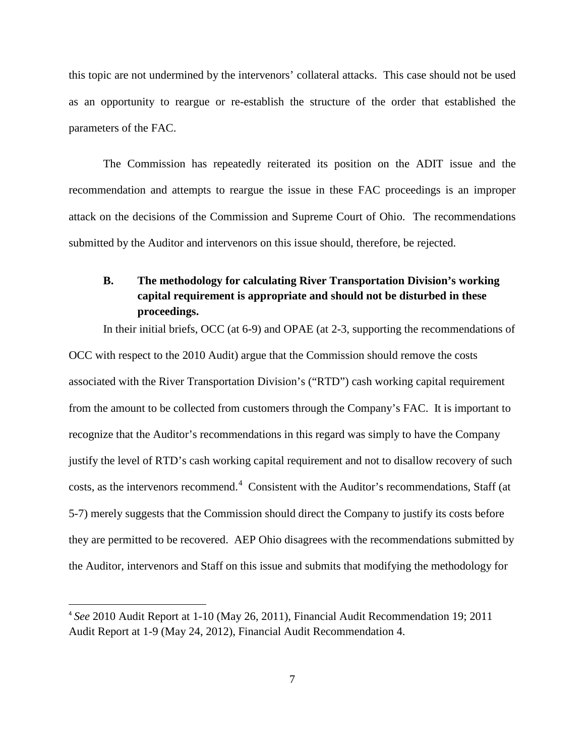this topic are not undermined by the intervenors' collateral attacks. This case should not be used as an opportunity to reargue or re-establish the structure of the order that established the parameters of the FAC.

The Commission has repeatedly reiterated its position on the ADIT issue and the recommendation and attempts to reargue the issue in these FAC proceedings is an improper attack on the decisions of the Commission and Supreme Court of Ohio. The recommendations submitted by the Auditor and intervenors on this issue should, therefore, be rejected.

### B. The methodology for calculating River Transportation Division's working capital requirement is appropriate and should not be disturbed in these proceedings.

In their initial briefs, OCC (at 6-9) and OPAE (at 2-3, supporting the recommendations of OCC with respect to the 2010 Audit) argue that the Commission should remove the costs associated with the River Transportation Division's ("RTD") cash working capital requirement from the amount to be collected from customers through the Company's FAC. It is important to recognize that the Auditor's recommendations in this regard was simply to have the Company justify the level of RTD's cash working capital requirement and not to disallow recovery of such costs, as the intervenors recommend.[4] Consistent with the Auditor's recommendations, Staff (at 5-7) merely suggests that the Commission should direct the Company to justify its costs before they are permitted to be recovered. AEP Ohio disagrees with the recommendations submitted by the Auditor, intervenors and Staff on this issue and submits that modifying the methodology for

[4] *See* 2010 Audit Report at 1-10 (May 26, 2011), Financial Audit Recommendation 19; 2011 Audit Report at 1-9 (May 24, 2012), Financial Audit Recommendation 4.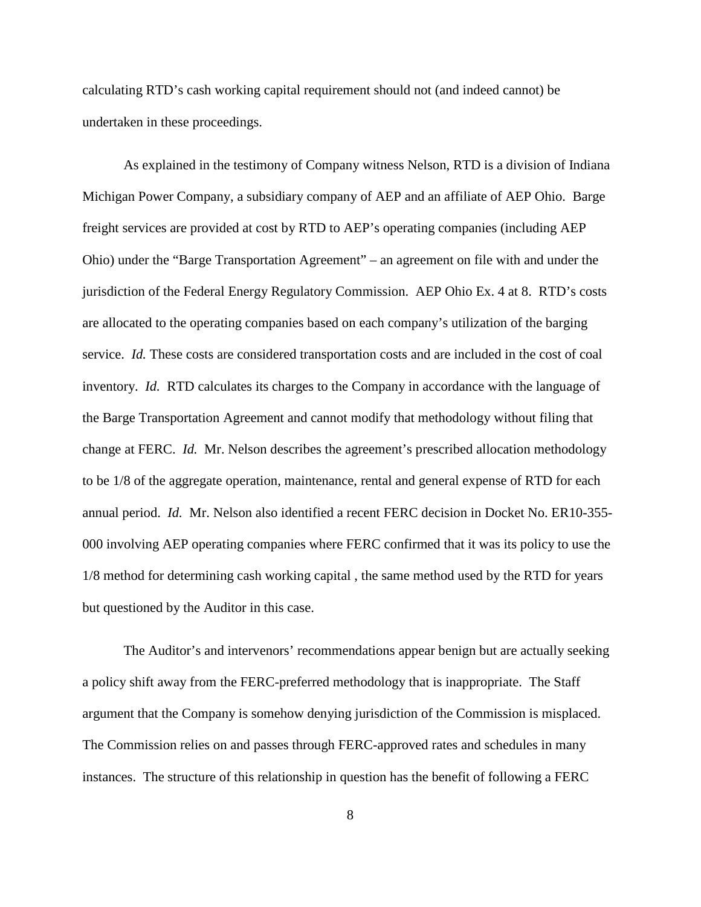calculating RTD's cash working capital requirement should not (and indeed cannot) be undertaken in these proceedings.

As explained in the testimony of Company witness Nelson, RTD is a division of Indiana Michigan Power Company, a subsidiary company of AEP and an affiliate of AEP Ohio. Barge freight services are provided at cost by RTD to AEP's operating companies (including AEP Ohio) under the "Barge Transportation Agreement" – an agreement on file with and under the jurisdiction of the Federal Energy Regulatory Commission. AEP Ohio Ex. 4 at 8. RTD's costs are allocated to the operating companies based on each company's utilization of the barging service. *Id.* These costs are considered transportation costs and are included in the cost of coal inventory. *Id.* RTD calculates its charges to the Company in accordance with the language of the Barge Transportation Agreement and cannot modify that methodology without filing that change at FERC. *Id.* Mr. Nelson describes the agreement's prescribed allocation methodology to be 1/8 of the aggregate operation, maintenance, rental and general expense of RTD for each annual period. *Id.* Mr. Nelson also identified a recent FERC decision in Docket No. ER10-355-000 involving AEP operating companies where FERC confirmed that it was its policy to use the 1/8 method for determining cash working capital , the same method used by the RTD for years but questioned by the Auditor in this case.

The Auditor's and intervenors' recommendations appear benign but are actually seeking a policy shift away from the FERC-preferred methodology that is inappropriate. The Staff argument that the Company is somehow denying jurisdiction of the Commission is misplaced. The Commission relies on and passes through FERC-approved rates and schedules in many instances. The structure of this relationship in question has the benefit of following a FERC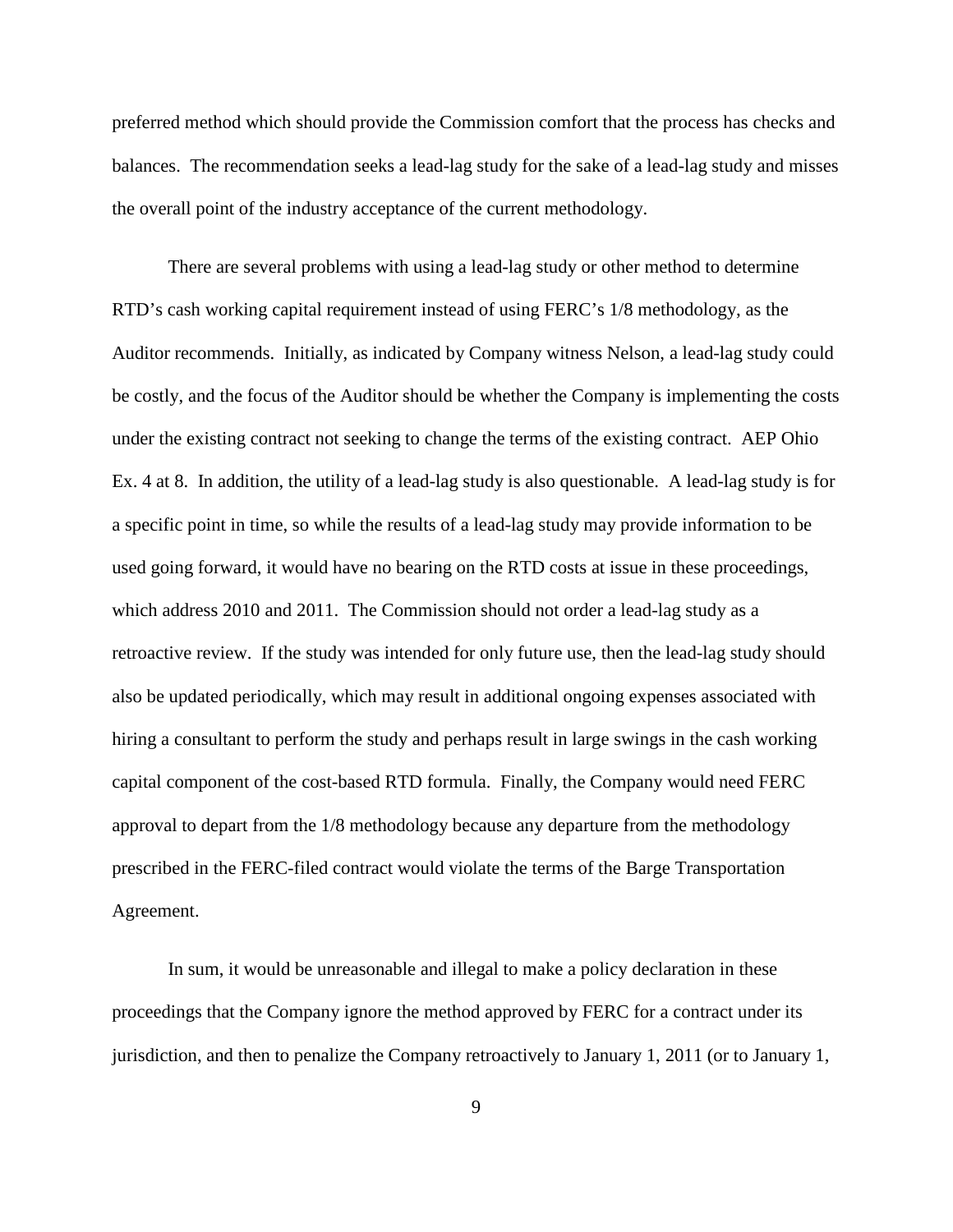preferred method which should provide the Commission comfort that the process has checks and balances. The recommendation seeks a lead-lag study for the sake of a lead-lag study and misses the overall point of the industry acceptance of the current methodology.

There are several problems with using a lead-lag study or other method to determine RTD's cash working capital requirement instead of using FERC's 1/8 methodology, as the Auditor recommends. Initially, as indicated by Company witness Nelson, a lead-lag study could be costly, and the focus of the Auditor should be whether the Company is implementing the costs under the existing contract not seeking to change the terms of the existing contract. AEP Ohio Ex. 4 at 8. In addition, the utility of a lead-lag study is also questionable. A lead-lag study is for a specific point in time, so while the results of a lead-lag study may provide information to be used going forward, it would have no bearing on the RTD costs at issue in these proceedings, which address 2010 and 2011. The Commission should not order a lead-lag study as a retroactive review. If the study was intended for only future use, then the lead-lag study should also be updated periodically, which may result in additional ongoing expenses associated with hiring a consultant to perform the study and perhaps result in large swings in the cash working capital component of the cost-based RTD formula. Finally, the Company would need FERC approval to depart from the 1/8 methodology because any departure from the methodology prescribed in the FERC-filed contract would violate the terms of the Barge Transportation Agreement.

In sum, it would be unreasonable and illegal to make a policy declaration in these proceedings that the Company ignore the method approved by FERC for a contract under its jurisdiction, and then to penalize the Company retroactively to January 1, 2011 (or to January 1,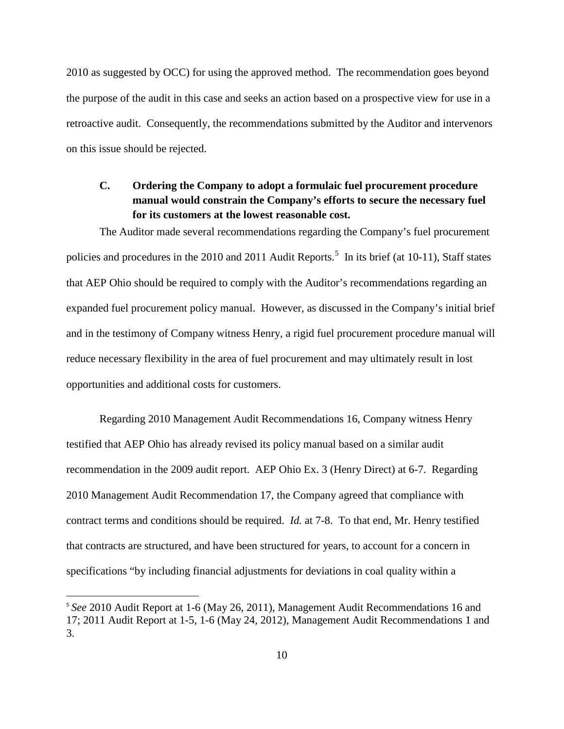2010 as suggested by OCC) for using the approved method. The recommendation goes beyond the purpose of the audit in this case and seeks an action based on a prospective view for use in a retroactive audit. Consequently, the recommendations submitted by the Auditor and intervenors on this issue should be rejected.

### C. Ordering the Company to adopt a formulaic fuel procurement procedure manual would constrain the Company's efforts to secure the necessary fuel for its customers at the lowest reasonable cost.

The Auditor made several recommendations regarding the Company's fuel procurement policies and procedures in the 2010 and 2011 Audit Reports.[5] In its brief (at 10-11), Staff states that AEP Ohio should be required to comply with the Auditor's recommendations regarding an expanded fuel procurement policy manual. However, as discussed in the Company's initial brief and in the testimony of Company witness Henry, a rigid fuel procurement procedure manual will reduce necessary flexibility in the area of fuel procurement and may ultimately result in lost opportunities and additional costs for customers.

Regarding 2010 Management Audit Recommendations 16, Company witness Henry testified that AEP Ohio has already revised its policy manual based on a similar audit recommendation in the 2009 audit report. AEP Ohio Ex. 3 (Henry Direct) at 6-7. Regarding 2010 Management Audit Recommendation 17, the Company agreed that compliance with contract terms and conditions should be required. *Id.* at 7-8. To that end, Mr. Henry testified that contracts are structured, and have been structured for years, to account for a concern in specifications "by including financial adjustments for deviations in coal quality within a

---

[5] *See* 2010 Audit Report at 1-6 (May 26, 2011), Management Audit Recommendations 16 and 17; 2011 Audit Report at 1-5, 1-6 (May 24, 2012), Management Audit Recommendations 1 and 3.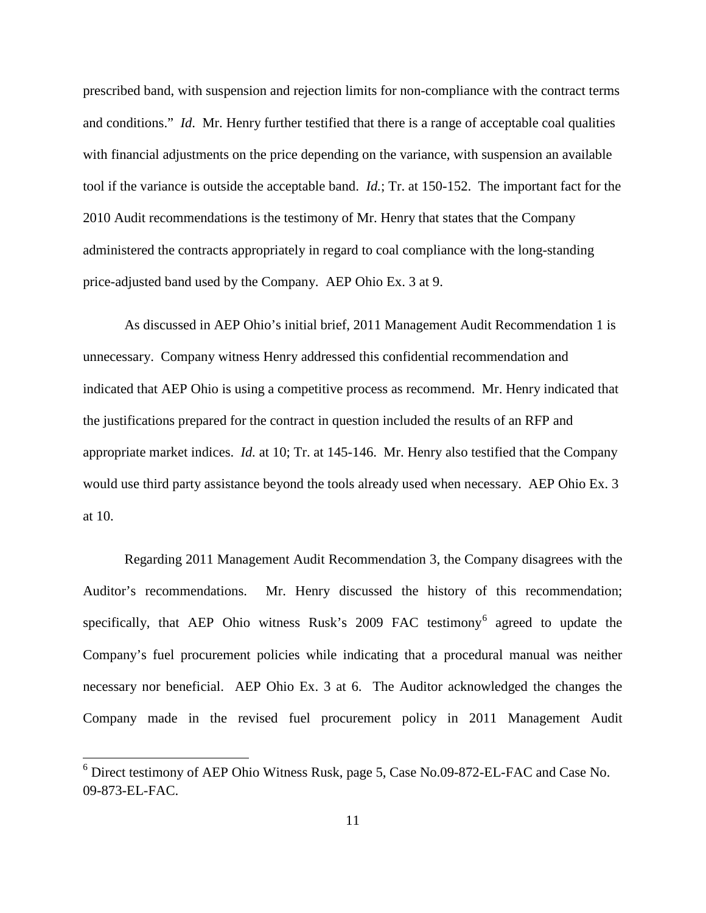prescribed band, with suspension and rejection limits for non-compliance with the contract terms and conditions." *Id*. Mr. Henry further testified that there is a range of acceptable coal qualities with financial adjustments on the price depending on the variance, with suspension an available tool if the variance is outside the acceptable band. *Id.*; Tr. at 150-152. The important fact for the 2010 Audit recommendations is the testimony of Mr. Henry that states that the Company administered the contracts appropriately in regard to coal compliance with the long-standing price-adjusted band used by the Company. AEP Ohio Ex. 3 at 9.

As discussed in AEP Ohio's initial brief, 2011 Management Audit Recommendation 1 is unnecessary. Company witness Henry addressed this confidential recommendation and indicated that AEP Ohio is using a competitive process as recommend. Mr. Henry indicated that the justifications prepared for the contract in question included the results of an RFP and appropriate market indices. *Id.* at 10; Tr. at 145-146. Mr. Henry also testified that the Company would use third party assistance beyond the tools already used when necessary. AEP Ohio Ex. 3 at 10.

Regarding 2011 Management Audit Recommendation 3, the Company disagrees with the Auditor's recommendations. Mr. Henry discussed the history of this recommendation; specifically, that AEP Ohio witness Rusk's 2009 FAC testimony[6] agreed to update the Company's fuel procurement policies while indicating that a procedural manual was neither necessary nor beneficial. AEP Ohio Ex. 3 at 6. The Auditor acknowledged the changes the Company made in the revised fuel procurement policy in 2011 Management Audit

[6] Direct testimony of AEP Ohio Witness Rusk, page 5, Case No.09-872-EL-FAC and Case No. 09-873-EL-FAC.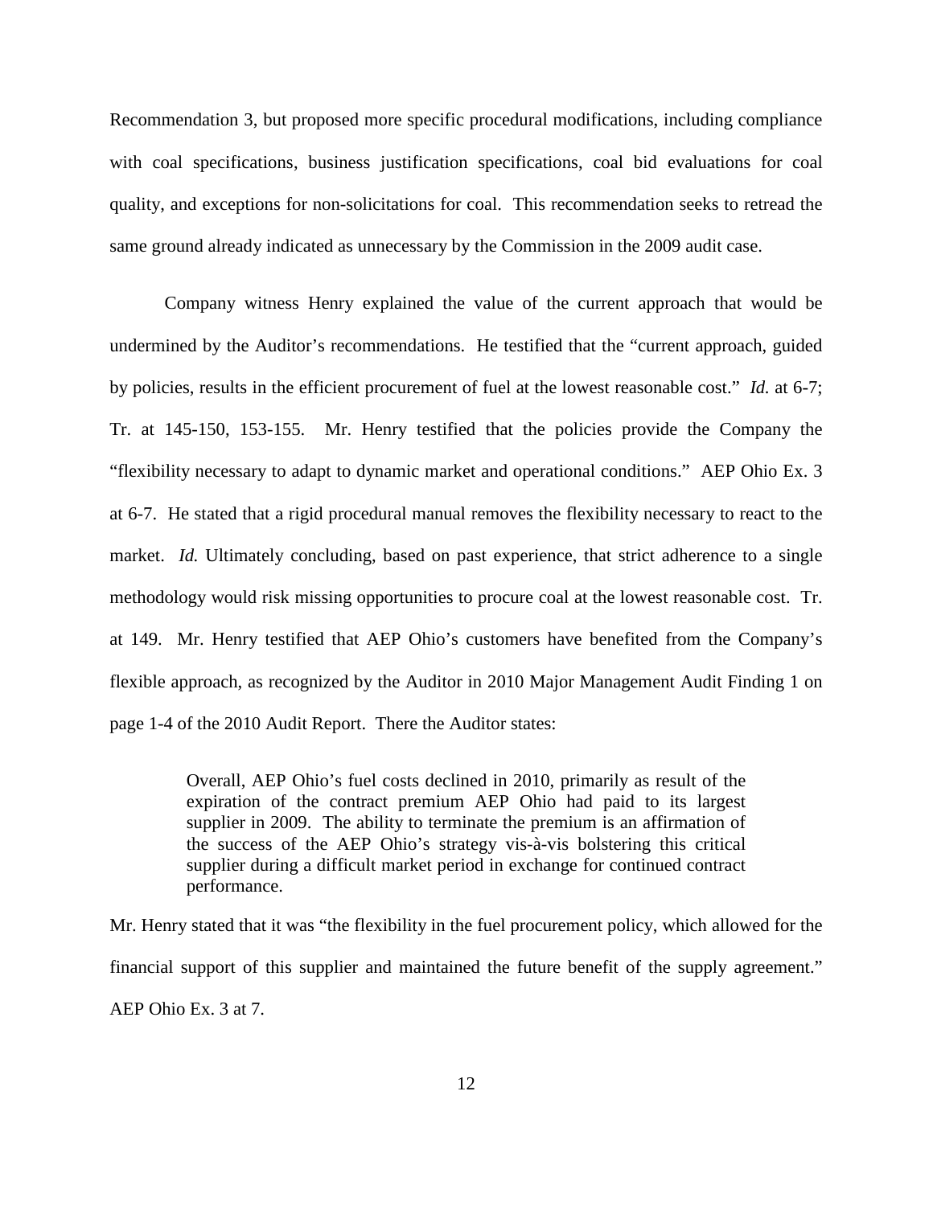Recommendation 3, but proposed more specific procedural modifications, including compliance with coal specifications, business justification specifications, coal bid evaluations for coal quality, and exceptions for non-solicitations for coal. This recommendation seeks to retread the same ground already indicated as unnecessary by the Commission in the 2009 audit case.

Company witness Henry explained the value of the current approach that would be undermined by the Auditor's recommendations. He testified that the "current approach, guided by policies, results in the efficient procurement of fuel at the lowest reasonable cost." *Id.* at 6-7; Tr. at 145-150, 153-155. Mr. Henry testified that the policies provide the Company the "flexibility necessary to adapt to dynamic market and operational conditions." AEP Ohio Ex. 3 at 6-7. He stated that a rigid procedural manual removes the flexibility necessary to react to the market. *Id.* Ultimately concluding, based on past experience, that strict adherence to a single methodology would risk missing opportunities to procure coal at the lowest reasonable cost. Tr. at 149. Mr. Henry testified that AEP Ohio's customers have benefited from the Company's flexible approach, as recognized by the Auditor in 2010 Major Management Audit Finding 1 on page 1-4 of the 2010 Audit Report. There the Auditor states:

> Overall, AEP Ohio's fuel costs declined in 2010, primarily as result of the expiration of the contract premium AEP Ohio had paid to its largest supplier in 2009. The ability to terminate the premium is an affirmation of the success of the AEP Ohio's strategy vis-à-vis bolstering this critical supplier during a difficult market period in exchange for continued contract performance.

Mr. Henry stated that it was "the flexibility in the fuel procurement policy, which allowed for the financial support of this supplier and maintained the future benefit of the supply agreement." AEP Ohio Ex. 3 at 7.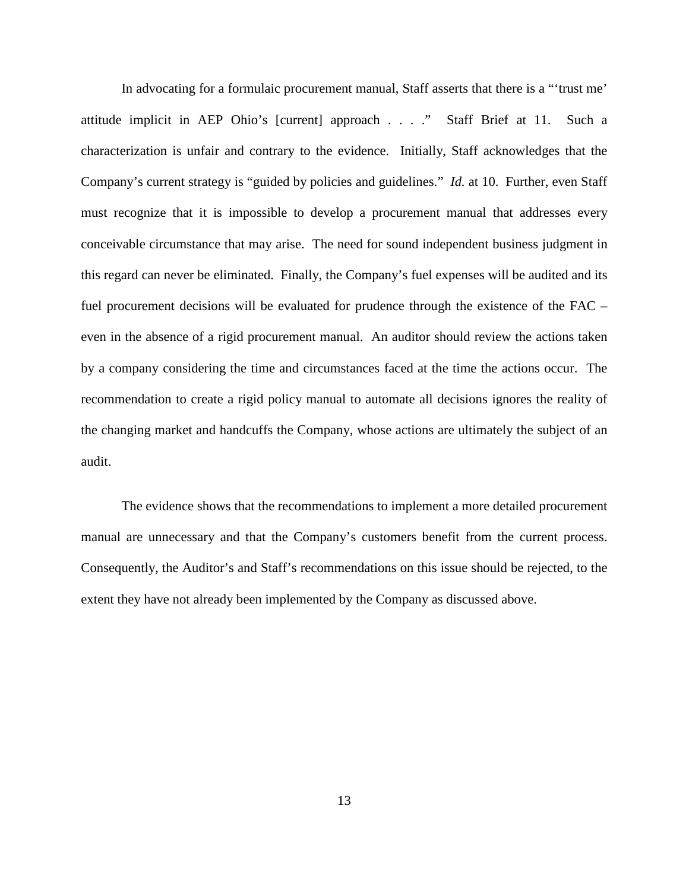In advocating for a formulaic procurement manual, Staff asserts that there is a "'trust me' attitude implicit in AEP Ohio's [current] approach . . . ." Staff Brief at 11. Such a characterization is unfair and contrary to the evidence. Initially, Staff acknowledges that the Company's current strategy is "guided by policies and guidelines." *Id.* at 10. Further, even Staff must recognize that it is impossible to develop a procurement manual that addresses every conceivable circumstance that may arise. The need for sound independent business judgment in this regard can never be eliminated. Finally, the Company's fuel expenses will be audited and its fuel procurement decisions will be evaluated for prudence through the existence of the FAC – even in the absence of a rigid procurement manual. An auditor should review the actions taken by a company considering the time and circumstances faced at the time the actions occur. The recommendation to create a rigid policy manual to automate all decisions ignores the reality of the changing market and handcuffs the Company, whose actions are ultimately the subject of an audit.

The evidence shows that the recommendations to implement a more detailed procurement manual are unnecessary and that the Company's customers benefit from the current process. Consequently, the Auditor's and Staff's recommendations on this issue should be rejected, to the extent they have not already been implemented by the Company as discussed above.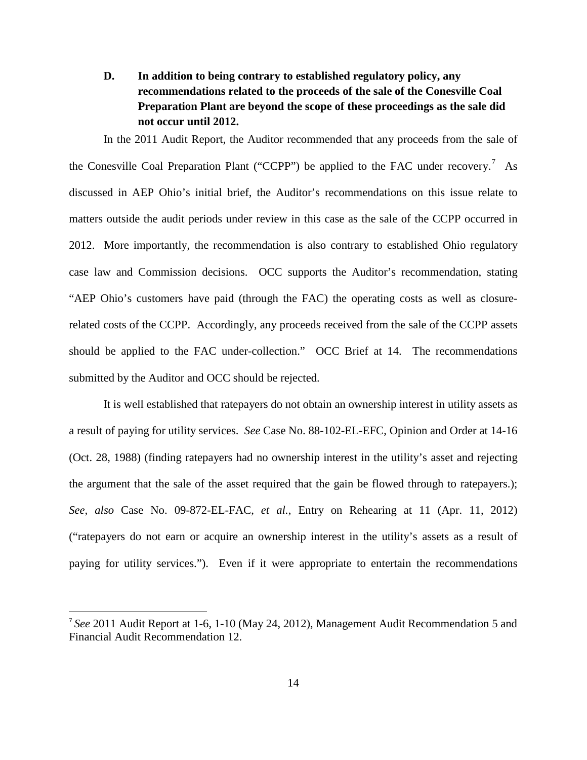**D. In addition to being contrary to established regulatory policy, any recommendations related to the proceeds of the sale of the Conesville Coal Preparation Plant are beyond the scope of these proceedings as the sale did not occur until 2012.**

In the 2011 Audit Report, the Auditor recommended that any proceeds from the sale of the Conesville Coal Preparation Plant ("CCPP") be applied to the FAC under recovery.[7] As discussed in AEP Ohio's initial brief, the Auditor's recommendations on this issue relate to matters outside the audit periods under review in this case as the sale of the CCPP occurred in 2012. More importantly, the recommendation is also contrary to established Ohio regulatory case law and Commission decisions. OCC supports the Auditor's recommendation, stating "AEP Ohio's customers have paid (through the FAC) the operating costs as well as closure-related costs of the CCPP. Accordingly, any proceeds received from the sale of the CCPP assets should be applied to the FAC under-collection." OCC Brief at 14. The recommendations submitted by the Auditor and OCC should be rejected.

It is well established that ratepayers do not obtain an ownership interest in utility assets as a result of paying for utility services. *See* Case No. 88-102-EL-EFC, Opinion and Order at 14-16 (Oct. 28, 1988) (finding ratepayers had no ownership interest in the utility's asset and rejecting the argument that the sale of the asset required that the gain be flowed through to ratepayers.); *See*, *also* Case No. 09-872-EL-FAC, *et al.*, Entry on Rehearing at 11 (Apr. 11, 2012) ("ratepayers do not earn or acquire an ownership interest in the utility's assets as a result of paying for utility services."). Even if it were appropriate to entertain the recommendations

---

[7] *See* 2011 Audit Report at 1-6, 1-10 (May 24, 2012), Management Audit Recommendation 5 and Financial Audit Recommendation 12.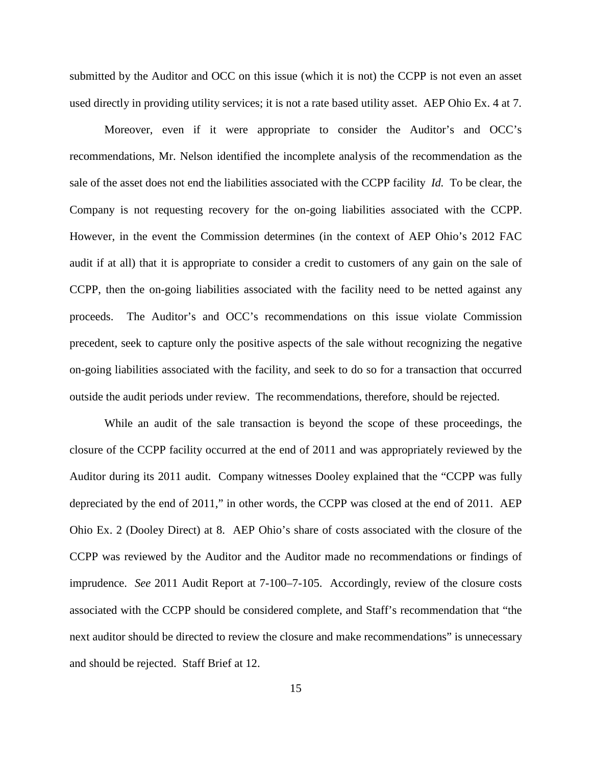submitted by the Auditor and OCC on this issue (which it is not) the CCPP is not even an asset used directly in providing utility services; it is not a rate based utility asset. AEP Ohio Ex. 4 at 7.

Moreover, even if it were appropriate to consider the Auditor's and OCC's recommendations, Mr. Nelson identified the incomplete analysis of the recommendation as the sale of the asset does not end the liabilities associated with the CCPP facility *Id.* To be clear, the Company is not requesting recovery for the on-going liabilities associated with the CCPP. However, in the event the Commission determines (in the context of AEP Ohio's 2012 FAC audit if at all) that it is appropriate to consider a credit to customers of any gain on the sale of CCPP, then the on-going liabilities associated with the facility need to be netted against any proceeds. The Auditor's and OCC's recommendations on this issue violate Commission precedent, seek to capture only the positive aspects of the sale without recognizing the negative on-going liabilities associated with the facility, and seek to do so for a transaction that occurred outside the audit periods under review. The recommendations, therefore, should be rejected.

While an audit of the sale transaction is beyond the scope of these proceedings, the closure of the CCPP facility occurred at the end of 2011 and was appropriately reviewed by the Auditor during its 2011 audit. Company witnesses Dooley explained that the "CCPP was fully depreciated by the end of 2011," in other words, the CCPP was closed at the end of 2011. AEP Ohio Ex. 2 (Dooley Direct) at 8. AEP Ohio's share of costs associated with the closure of the CCPP was reviewed by the Auditor and the Auditor made no recommendations or findings of imprudence. *See* 2011 Audit Report at 7-100–7-105. Accordingly, review of the closure costs associated with the CCPP should be considered complete, and Staff's recommendation that "the next auditor should be directed to review the closure and make recommendations" is unnecessary and should be rejected. Staff Brief at 12.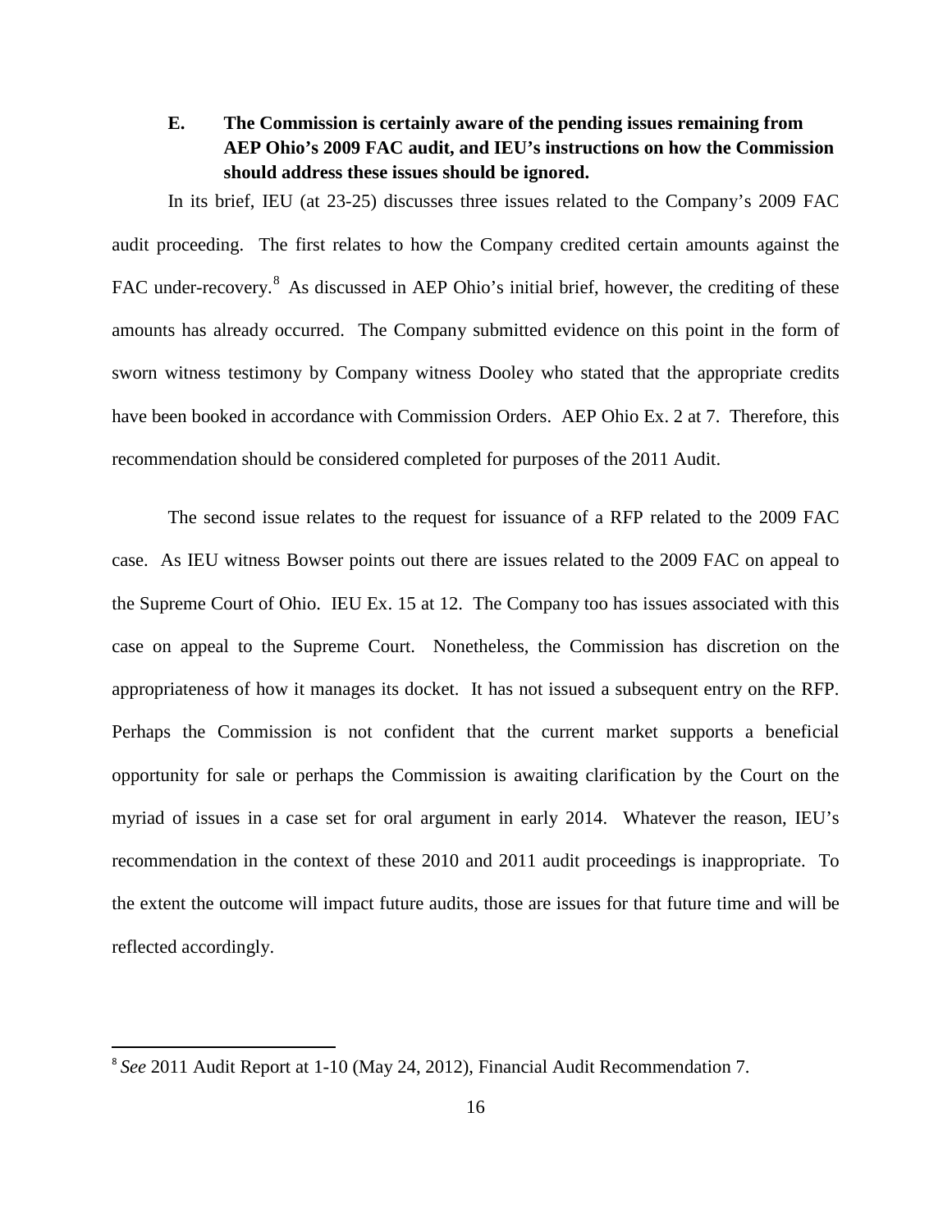### E. The Commission is certainly aware of the pending issues remaining from AEP Ohio's 2009 FAC audit, and IEU's instructions on how the Commission should address these issues should be ignored.

In its brief, IEU (at 23-25) discusses three issues related to the Company's 2009 FAC audit proceeding. The first relates to how the Company credited certain amounts against the FAC under-recovery.[8] As discussed in AEP Ohio's initial brief, however, the crediting of these amounts has already occurred. The Company submitted evidence on this point in the form of sworn witness testimony by Company witness Dooley who stated that the appropriate credits have been booked in accordance with Commission Orders. AEP Ohio Ex. 2 at 7. Therefore, this recommendation should be considered completed for purposes of the 2011 Audit.

The second issue relates to the request for issuance of a RFP related to the 2009 FAC case. As IEU witness Bowser points out there are issues related to the 2009 FAC on appeal to the Supreme Court of Ohio. IEU Ex. 15 at 12. The Company too has issues associated with this case on appeal to the Supreme Court. Nonetheless, the Commission has discretion on the appropriateness of how it manages its docket. It has not issued a subsequent entry on the RFP. Perhaps the Commission is not confident that the current market supports a beneficial opportunity for sale or perhaps the Commission is awaiting clarification by the Court on the myriad of issues in a case set for oral argument in early 2014. Whatever the reason, IEU's recommendation in the context of these 2010 and 2011 audit proceedings is inappropriate. To the extent the outcome will impact future audits, those are issues for that future time and will be reflected accordingly.

---

[8] *See* 2011 Audit Report at 1-10 (May 24, 2012), Financial Audit Recommendation 7.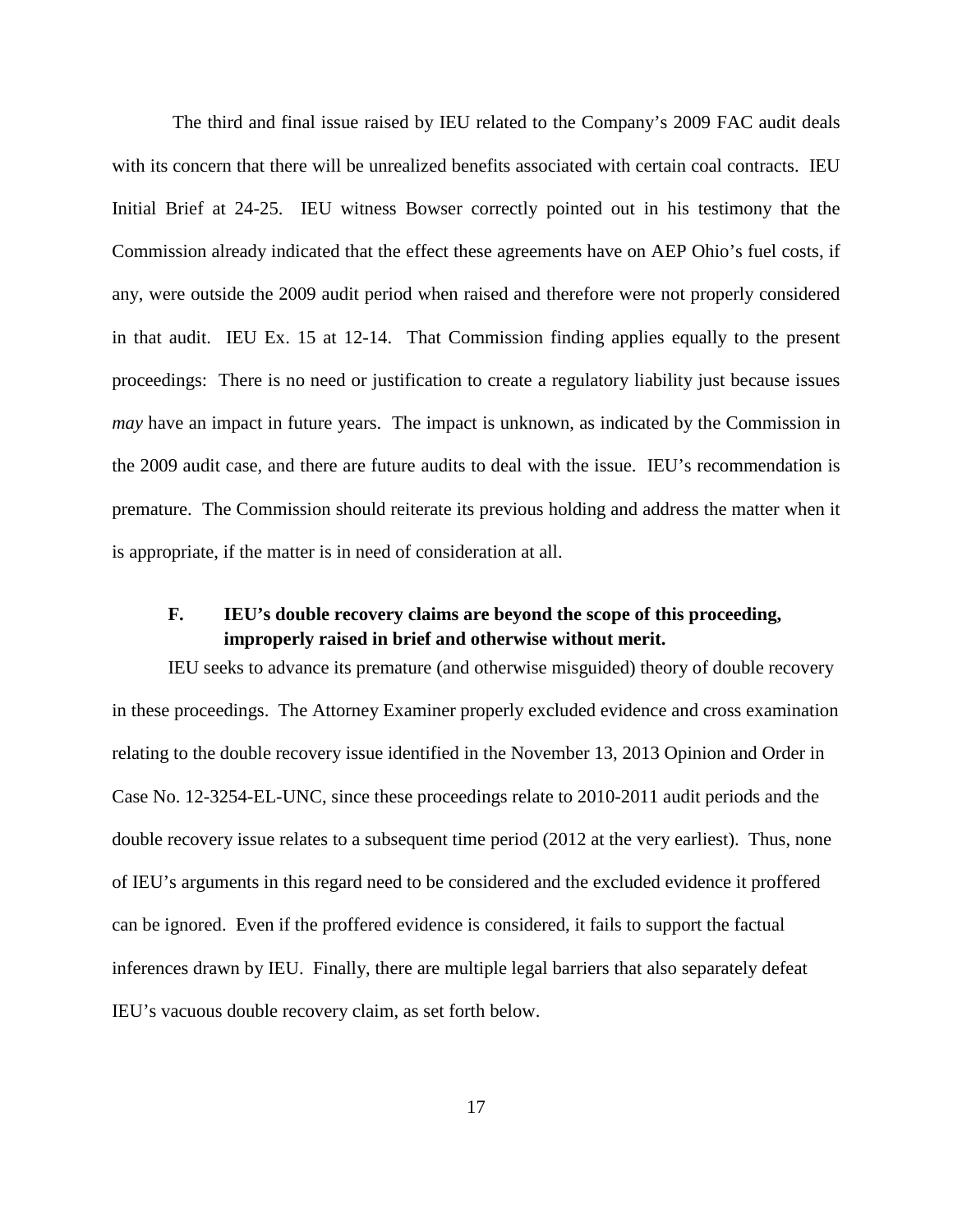The third and final issue raised by IEU related to the Company's 2009 FAC audit deals with its concern that there will be unrealized benefits associated with certain coal contracts. IEU Initial Brief at 24-25. IEU witness Bowser correctly pointed out in his testimony that the Commission already indicated that the effect these agreements have on AEP Ohio's fuel costs, if any, were outside the 2009 audit period when raised and therefore were not properly considered in that audit. IEU Ex. 15 at 12-14. That Commission finding applies equally to the present proceedings: There is no need or justification to create a regulatory liability just because issues *may* have an impact in future years. The impact is unknown, as indicated by the Commission in the 2009 audit case, and there are future audits to deal with the issue. IEU's recommendation is premature. The Commission should reiterate its previous holding and address the matter when it is appropriate, if the matter is in need of consideration at all.

### F. IEU's double recovery claims are beyond the scope of this proceeding, improperly raised in brief and otherwise without merit.

IEU seeks to advance its premature (and otherwise misguided) theory of double recovery in these proceedings. The Attorney Examiner properly excluded evidence and cross examination relating to the double recovery issue identified in the November 13, 2013 Opinion and Order in Case No. 12-3254-EL-UNC, since these proceedings relate to 2010-2011 audit periods and the double recovery issue relates to a subsequent time period (2012 at the very earliest). Thus, none of IEU's arguments in this regard need to be considered and the excluded evidence it proffered can be ignored. Even if the proffered evidence is considered, it fails to support the factual inferences drawn by IEU. Finally, there are multiple legal barriers that also separately defeat IEU's vacuous double recovery claim, as set forth below.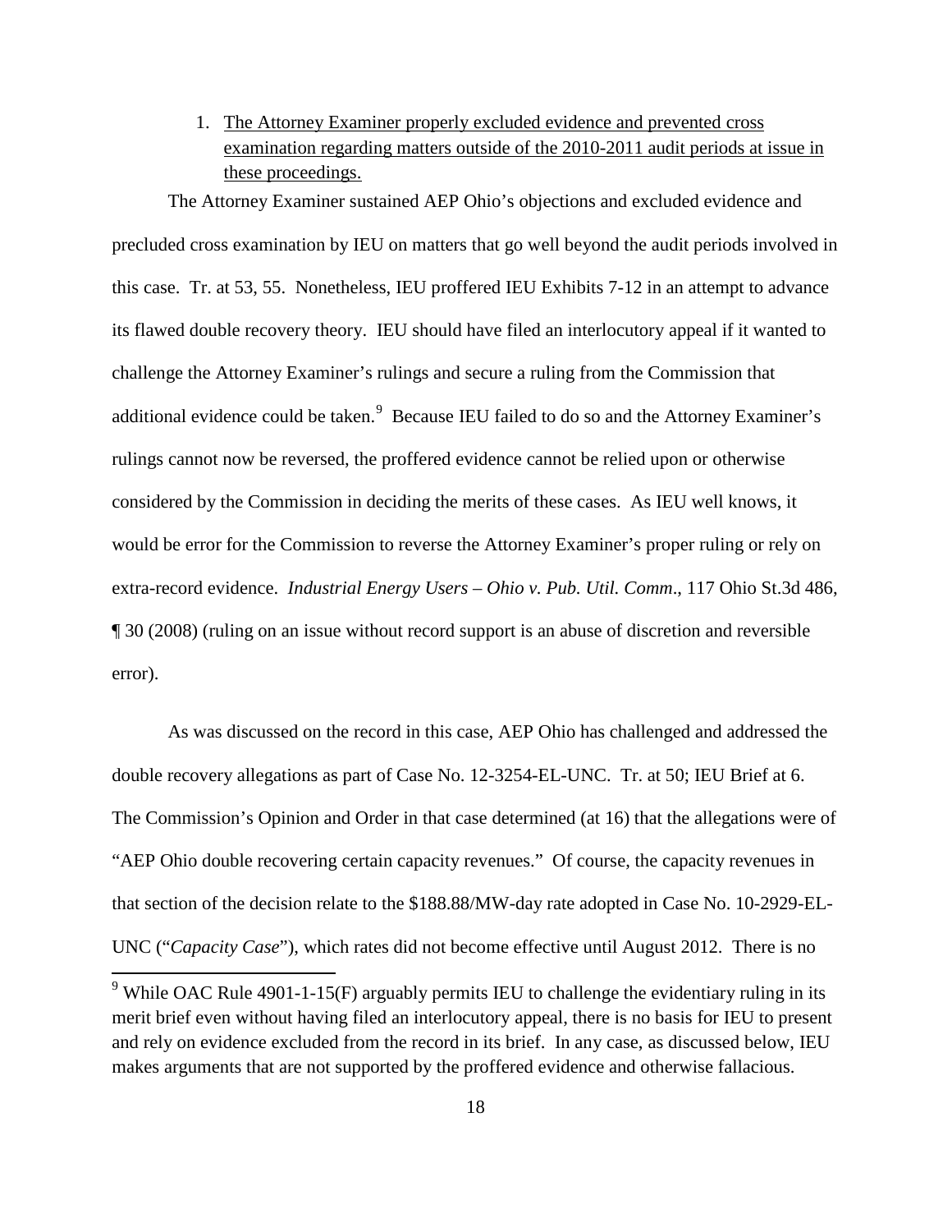1. <u>The Attorney Examiner properly excluded evidence and prevented cross examination regarding matters outside of the 2010-2011 audit periods at issue in these proceedings.</u>

The Attorney Examiner sustained AEP Ohio's objections and excluded evidence and precluded cross examination by IEU on matters that go well beyond the audit periods involved in this case. Tr. at 53, 55. Nonetheless, IEU proffered IEU Exhibits 7-12 in an attempt to advance its flawed double recovery theory. IEU should have filed an interlocutory appeal if it wanted to challenge the Attorney Examiner's rulings and secure a ruling from the Commission that additional evidence could be taken.[9] Because IEU failed to do so and the Attorney Examiner's rulings cannot now be reversed, the proffered evidence cannot be relied upon or otherwise considered by the Commission in deciding the merits of these cases. As IEU well knows, it would be error for the Commission to reverse the Attorney Examiner's proper ruling or rely on extra-record evidence. *Industrial Energy Users – Ohio v. Pub. Util. Comm*., 117 Ohio St.3d 486, ¶ 30 (2008) (ruling on an issue without record support is an abuse of discretion and reversible error).

As was discussed on the record in this case, AEP Ohio has challenged and addressed the double recovery allegations as part of Case No. 12-3254-EL-UNC. Tr. at 50; IEU Brief at 6. The Commission's Opinion and Order in that case determined (at 16) that the allegations were of "AEP Ohio double recovering certain capacity revenues." Of course, the capacity revenues in that section of the decision relate to the \$188.88/MW-day rate adopted in Case No. 10-2929-EL-UNC ("*Capacity Case*"), which rates did not become effective until August 2012. There is no

[9] While OAC Rule 4901-1-15(F) arguably permits IEU to challenge the evidentiary ruling in its merit brief even without having filed an interlocutory appeal, there is no basis for IEU to present and rely on evidence excluded from the record in its brief. In any case, as discussed below, IEU makes arguments that are not supported by the proffered evidence and otherwise fallacious.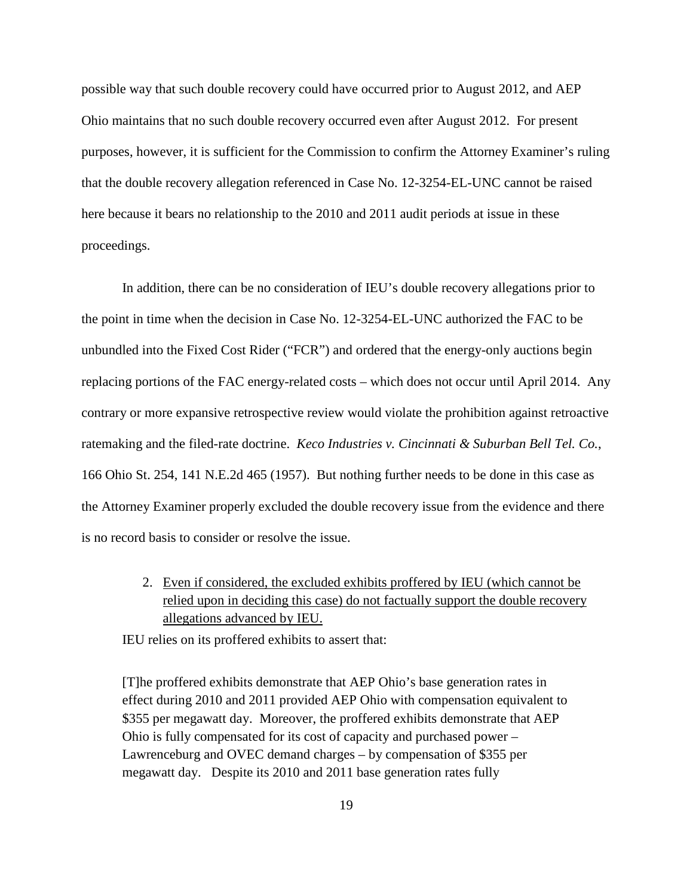possible way that such double recovery could have occurred prior to August 2012, and AEP Ohio maintains that no such double recovery occurred even after August 2012. For present purposes, however, it is sufficient for the Commission to confirm the Attorney Examiner's ruling that the double recovery allegation referenced in Case No. 12-3254-EL-UNC cannot be raised here because it bears no relationship to the 2010 and 2011 audit periods at issue in these proceedings.

In addition, there can be no consideration of IEU's double recovery allegations prior to the point in time when the decision in Case No. 12-3254-EL-UNC authorized the FAC to be unbundled into the Fixed Cost Rider ("FCR") and ordered that the energy-only auctions begin replacing portions of the FAC energy-related costs – which does not occur until April 2014. Any contrary or more expansive retrospective review would violate the prohibition against retroactive ratemaking and the filed-rate doctrine. *Keco Industries v. Cincinnati & Suburban Bell Tel. Co.*, 166 Ohio St. 254, 141 N.E.2d 465 (1957). But nothing further needs to be done in this case as the Attorney Examiner properly excluded the double recovery issue from the evidence and there is no record basis to consider or resolve the issue.

2. <u>Even if considered, the excluded exhibits proffered by IEU (which cannot be relied upon in deciding this case) do not factually support the double recovery allegations advanced by IEU.</u>

IEU relies on its proffered exhibits to assert that:

> [T]he proffered exhibits demonstrate that AEP Ohio's base generation rates in effect during 2010 and 2011 provided AEP Ohio with compensation equivalent to $355 per megawatt day. Moreover, the proffered exhibits demonstrate that AEP Ohio is fully compensated for its cost of capacity and purchased power – Lawrenceburg and OVEC demand charges – by compensation of $355 per megawatt day. Despite its 2010 and 2011 base generation rates fully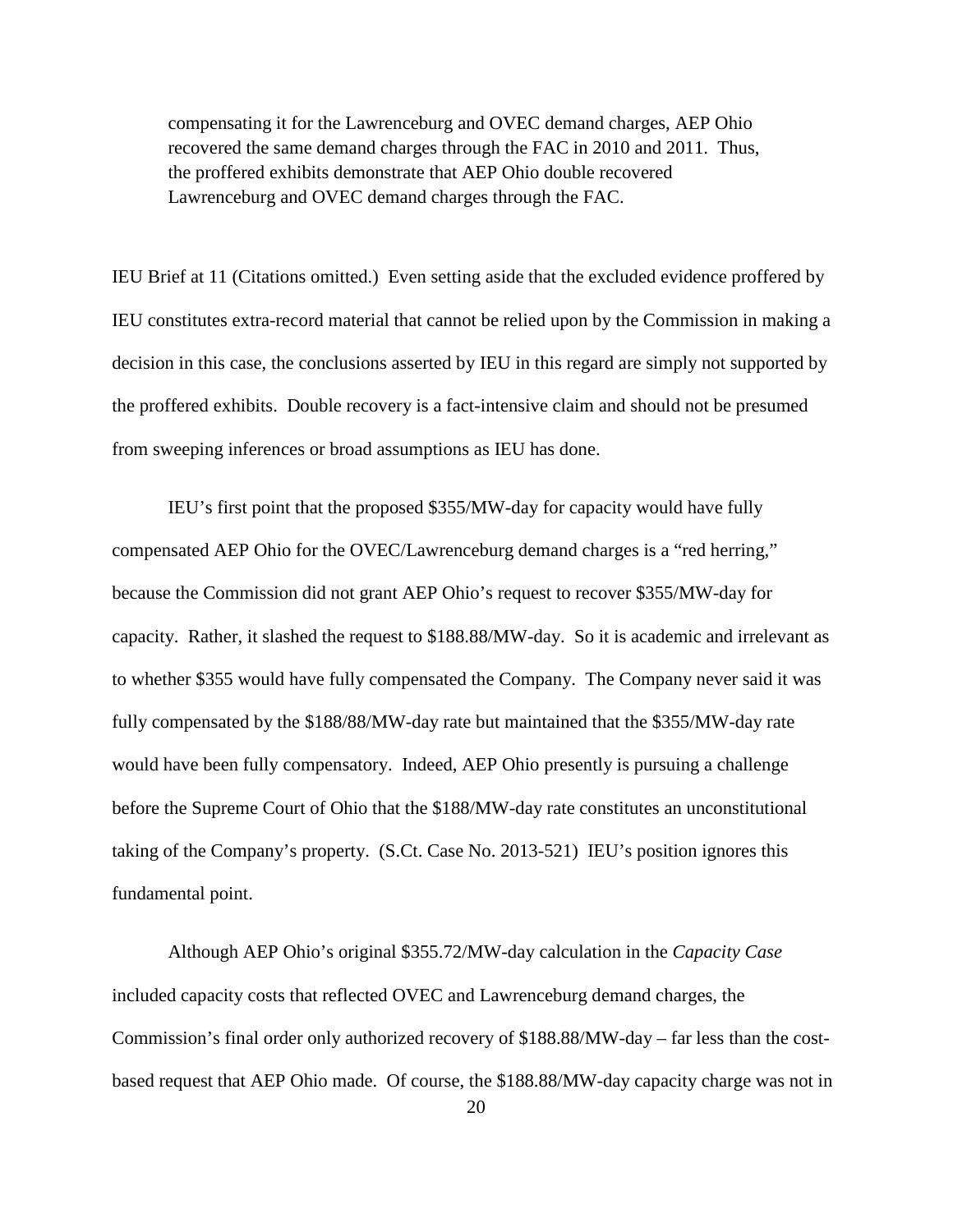> compensating it for the Lawrenceburg and OVEC demand charges, AEP Ohio recovered the same demand charges through the FAC in 2010 and 2011. Thus, the proffered exhibits demonstrate that AEP Ohio double recovered Lawrenceburg and OVEC demand charges through the FAC.

IEU Brief at 11 (Citations omitted.) Even setting aside that the excluded evidence proffered by IEU constitutes extra-record material that cannot be relied upon by the Commission in making a decision in this case, the conclusions asserted by IEU in this regard are simply not supported by the proffered exhibits. Double recovery is a fact-intensive claim and should not be presumed from sweeping inferences or broad assumptions as IEU has done.

IEU's first point that the proposed $355/MW-day for capacity would have fully compensated AEP Ohio for the OVEC/Lawrenceburg demand charges is a "red herring," because the Commission did not grant AEP Ohio's request to recover $355/MW-day for capacity. Rather, it slashed the request to $188.88/MW-day. So it is academic and irrelevant as to whether $355 would have fully compensated the Company. The Company never said it was fully compensated by the $188/88/MW-day rate but maintained that the $355/MW-day rate would have been fully compensatory. Indeed, AEP Ohio presently is pursuing a challenge before the Supreme Court of Ohio that the $188/MW-day rate constitutes an unconstitutional taking of the Company's property. (S.Ct. Case No. 2013-521) IEU's position ignores this fundamental point.

Although AEP Ohio's original $355.72/MW-day calculation in the *Capacity Case* included capacity costs that reflected OVEC and Lawrenceburg demand charges, the Commission's final order only authorized recovery of $188.88/MW-day – far less than the cost-based request that AEP Ohio made. Of course, the $188.88/MW-day capacity charge was not in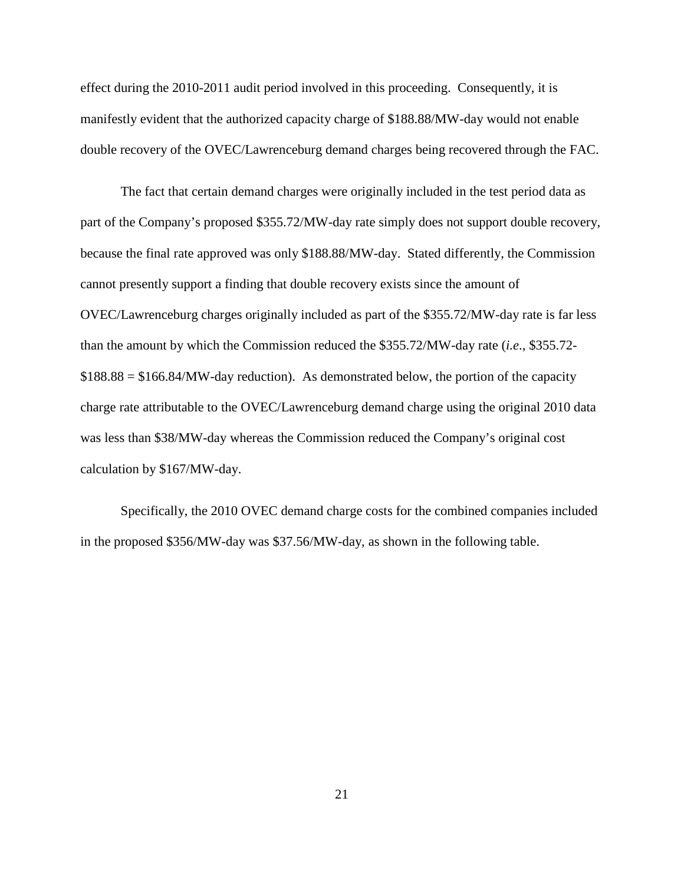effect during the 2010-2011 audit period involved in this proceeding. Consequently, it is manifestly evident that the authorized capacity charge of $188.88/MW-day would not enable double recovery of the OVEC/Lawrenceburg demand charges being recovered through the FAC.

The fact that certain demand charges were originally included in the test period data as part of the Company's proposed $355.72/MW-day rate simply does not support double recovery, because the final rate approved was only $188.88/MW-day. Stated differently, the Commission cannot presently support a finding that double recovery exists since the amount of OVEC/Lawrenceburg charges originally included as part of the $355.72/MW-day rate is far less than the amount by which the Commission reduced the $355.72/MW-day rate (*i.e*., $355.72-$188.88 = $166.84/MW-day reduction). As demonstrated below, the portion of the capacity charge rate attributable to the OVEC/Lawrenceburg demand charge using the original 2010 data was less than $38/MW-day whereas the Commission reduced the Company's original cost calculation by $167/MW-day.

Specifically, the 2010 OVEC demand charge costs for the combined companies included in the proposed $356/MW-day was $37.56/MW-day, as shown in the following table.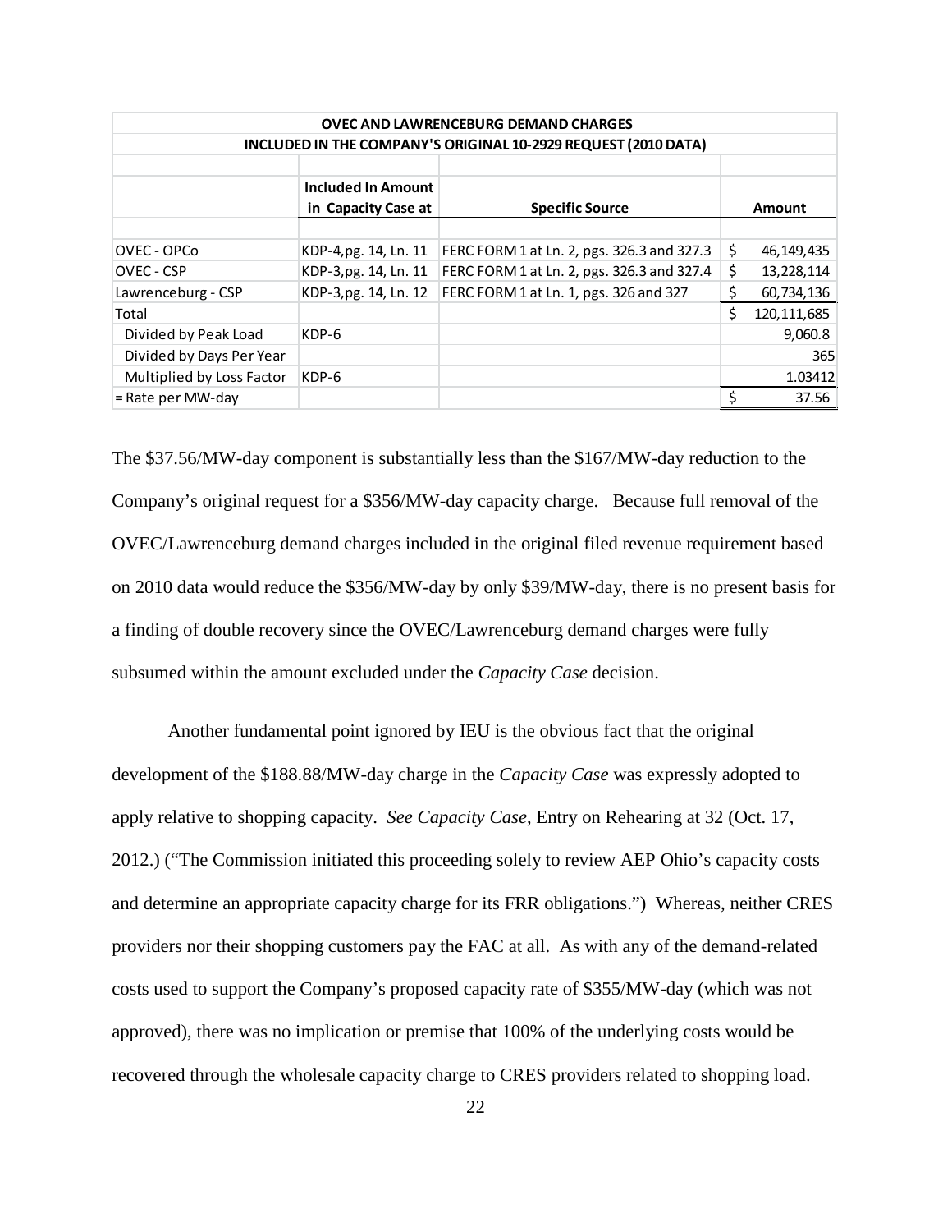| OVEC AND LAWRENCEBURG DEMAND CHARGES INCLUDED IN THE COMPANY'S ORIGINAL 10-2929 REQUEST (2010 DATA) | | | |
|---|---|---|---|
| | **Included In Amount in Capacity Case at** | **Specific Source** | **Amount** |
| OVEC - OPCo | KDP-4,pg. 14, Ln. 11 | FERC FORM 1 at Ln. 2, pgs. 326.3 and 327.3 | $ 46,149,435 |
| OVEC - CSP | KDP-3,pg. 14, Ln. 11 | FERC FORM 1 at Ln. 2, pgs. 326.3 and 327.4 | $ 13,228,114 |
| Lawrenceburg - CSP | KDP-3,pg. 14, Ln. 12 | FERC FORM 1 at Ln. 1, pgs. 326 and 327 | $ 60,734,136 |
| Total | | | $ 120,111,685 |
| Divided by Peak Load | KDP-6 | | 9,060.8 |
| Divided by Days Per Year | | | 365 |
| Multiplied by Loss Factor | KDP-6 | | 1.03412 |
| = Rate per MW-day | | | $ 37.56 |

The $37.56/MW-day component is substantially less than the $167/MW-day reduction to the Company's original request for a $356/MW-day capacity charge. Because full removal of the OVEC/Lawrenceburg demand charges included in the original filed revenue requirement based on 2010 data would reduce the $356/MW-day by only $39/MW-day, there is no present basis for a finding of double recovery since the OVEC/Lawrenceburg demand charges were fully subsumed within the amount excluded under the *Capacity Case* decision.

Another fundamental point ignored by IEU is the obvious fact that the original development of the $188.88/MW-day charge in the *Capacity Case* was expressly adopted to apply relative to shopping capacity. *See Capacity Case*, Entry on Rehearing at 32 (Oct. 17, 2012.) ("The Commission initiated this proceeding solely to review AEP Ohio's capacity costs and determine an appropriate capacity charge for its FRR obligations.") Whereas, neither CRES providers nor their shopping customers pay the FAC at all. As with any of the demand-related costs used to support the Company's proposed capacity rate of $355/MW-day (which was not approved), there was no implication or premise that 100% of the underlying costs would be recovered through the wholesale capacity charge to CRES providers related to shopping load.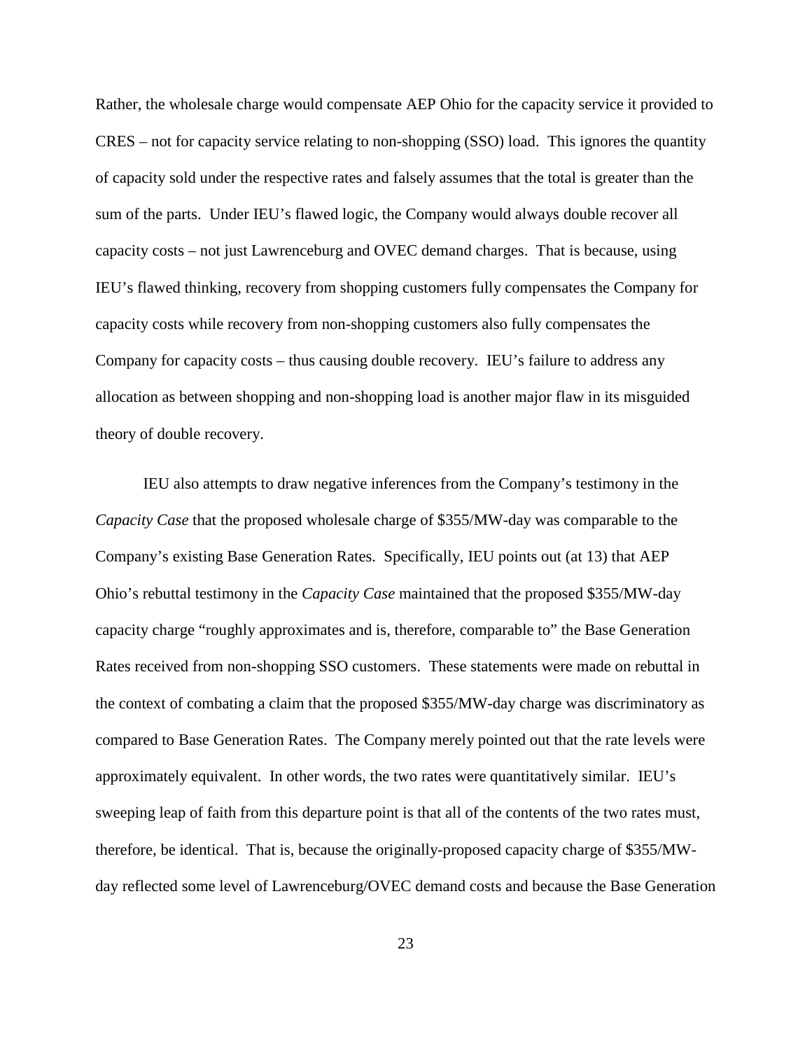Rather, the wholesale charge would compensate AEP Ohio for the capacity service it provided to CRES – not for capacity service relating to non-shopping (SSO) load. This ignores the quantity of capacity sold under the respective rates and falsely assumes that the total is greater than the sum of the parts. Under IEU's flawed logic, the Company would always double recover all capacity costs – not just Lawrenceburg and OVEC demand charges. That is because, using IEU's flawed thinking, recovery from shopping customers fully compensates the Company for capacity costs while recovery from non-shopping customers also fully compensates the Company for capacity costs – thus causing double recovery. IEU's failure to address any allocation as between shopping and non-shopping load is another major flaw in its misguided theory of double recovery.

IEU also attempts to draw negative inferences from the Company's testimony in the *Capacity Case* that the proposed wholesale charge of $355/MW-day was comparable to the Company's existing Base Generation Rates. Specifically, IEU points out (at 13) that AEP Ohio's rebuttal testimony in the *Capacity Case* maintained that the proposed $355/MW-day capacity charge "roughly approximates and is, therefore, comparable to" the Base Generation Rates received from non-shopping SSO customers. These statements were made on rebuttal in the context of combating a claim that the proposed $355/MW-day charge was discriminatory as compared to Base Generation Rates. The Company merely pointed out that the rate levels were approximately equivalent. In other words, the two rates were quantitatively similar. IEU's sweeping leap of faith from this departure point is that all of the contents of the two rates must, therefore, be identical. That is, because the originally-proposed capacity charge of $355/MW-day reflected some level of Lawrenceburg/OVEC demand costs and because the Base Generation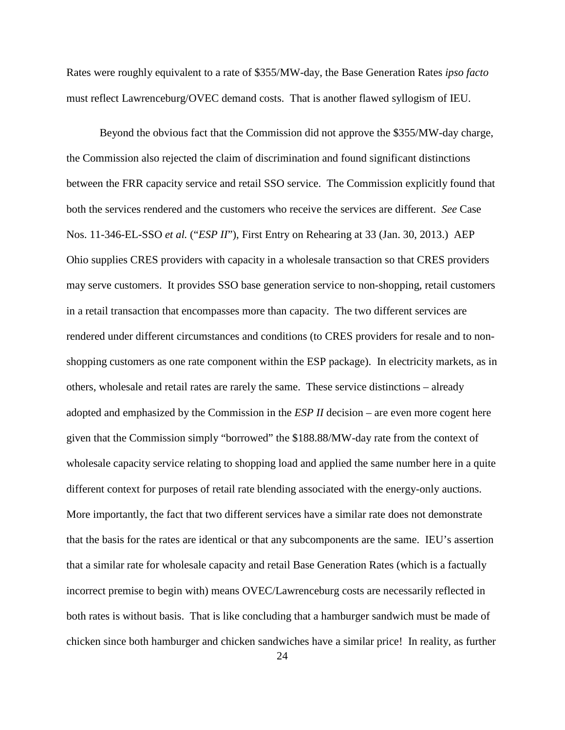Rates were roughly equivalent to a rate of $355/MW-day, the Base Generation Rates *ipso facto* must reflect Lawrenceburg/OVEC demand costs. That is another flawed syllogism of IEU.

Beyond the obvious fact that the Commission did not approve the $355/MW-day charge, the Commission also rejected the claim of discrimination and found significant distinctions between the FRR capacity service and retail SSO service. The Commission explicitly found that both the services rendered and the customers who receive the services are different. *See* Case Nos. 11-346-EL-SSO *et al.* ("*ESP II*"), First Entry on Rehearing at 33 (Jan. 30, 2013.) AEP Ohio supplies CRES providers with capacity in a wholesale transaction so that CRES providers may serve customers. It provides SSO base generation service to non-shopping, retail customers in a retail transaction that encompasses more than capacity. The two different services are rendered under different circumstances and conditions (to CRES providers for resale and to non-shopping customers as one rate component within the ESP package). In electricity markets, as in others, wholesale and retail rates are rarely the same. These service distinctions – already adopted and emphasized by the Commission in the *ESP II* decision – are even more cogent here given that the Commission simply "borrowed" the $188.88/MW-day rate from the context of wholesale capacity service relating to shopping load and applied the same number here in a quite different context for purposes of retail rate blending associated with the energy-only auctions. More importantly, the fact that two different services have a similar rate does not demonstrate that the basis for the rates are identical or that any subcomponents are the same. IEU's assertion that a similar rate for wholesale capacity and retail Base Generation Rates (which is a factually incorrect premise to begin with) means OVEC/Lawrenceburg costs are necessarily reflected in both rates is without basis. That is like concluding that a hamburger sandwich must be made of chicken since both hamburger and chicken sandwiches have a similar price! In reality, as further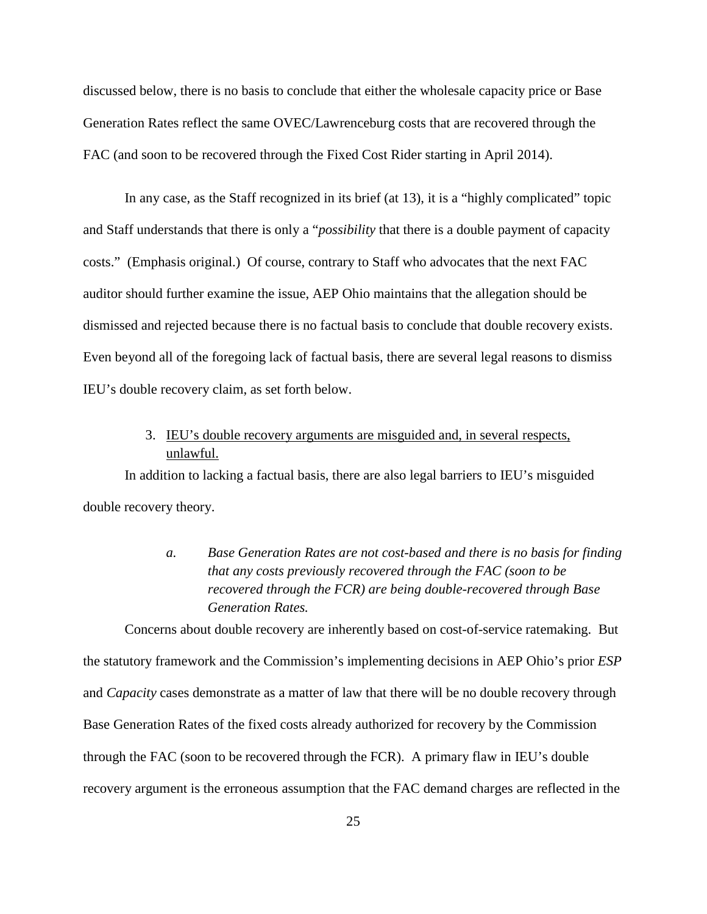discussed below, there is no basis to conclude that either the wholesale capacity price or Base Generation Rates reflect the same OVEC/Lawrenceburg costs that are recovered through the FAC (and soon to be recovered through the Fixed Cost Rider starting in April 2014).

In any case, as the Staff recognized in its brief (at 13), it is a "highly complicated" topic and Staff understands that there is only a "*possibility* that there is a double payment of capacity costs." (Emphasis original.) Of course, contrary to Staff who advocates that the next FAC auditor should further examine the issue, AEP Ohio maintains that the allegation should be dismissed and rejected because there is no factual basis to conclude that double recovery exists. Even beyond all of the foregoing lack of factual basis, there are several legal reasons to dismiss IEU's double recovery claim, as set forth below.

3. IEU's double recovery arguments are misguided and, in several respects, unlawful.

In addition to lacking a factual basis, there are also legal barriers to IEU's misguided double recovery theory.

*a. Base Generation Rates are not cost-based and there is no basis for finding that any costs previously recovered through the FAC (soon to be recovered through the FCR) are being double-recovered through Base Generation Rates.*

Concerns about double recovery are inherently based on cost-of-service ratemaking. But the statutory framework and the Commission's implementing decisions in AEP Ohio's prior *ESP* and *Capacity* cases demonstrate as a matter of law that there will be no double recovery through Base Generation Rates of the fixed costs already authorized for recovery by the Commission through the FAC (soon to be recovered through the FCR). A primary flaw in IEU's double recovery argument is the erroneous assumption that the FAC demand charges are reflected in the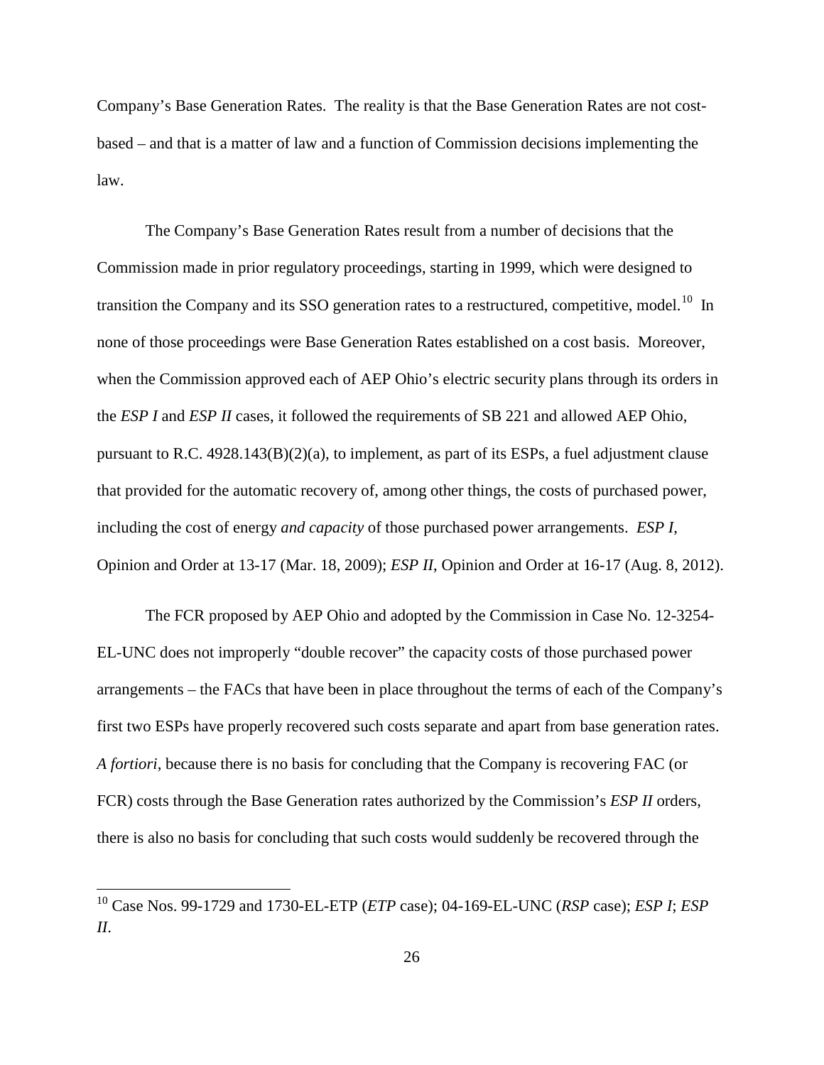Company's Base Generation Rates. The reality is that the Base Generation Rates are not cost-based – and that is a matter of law and a function of Commission decisions implementing the law.

The Company's Base Generation Rates result from a number of decisions that the Commission made in prior regulatory proceedings, starting in 1999, which were designed to transition the Company and its SSO generation rates to a restructured, competitive, model.[10] In none of those proceedings were Base Generation Rates established on a cost basis. Moreover, when the Commission approved each of AEP Ohio's electric security plans through its orders in the *ESP I* and *ESP II* cases, it followed the requirements of SB 221 and allowed AEP Ohio, pursuant to R.C. 4928.143(B)(2)(a), to implement, as part of its ESPs, a fuel adjustment clause that provided for the automatic recovery of, among other things, the costs of purchased power, including the cost of energy *and capacity* of those purchased power arrangements. *ESP I*, Opinion and Order at 13-17 (Mar. 18, 2009); *ESP II*, Opinion and Order at 16-17 (Aug. 8, 2012).

The FCR proposed by AEP Ohio and adopted by the Commission in Case No. 12-3254-EL-UNC does not improperly "double recover" the capacity costs of those purchased power arrangements – the FACs that have been in place throughout the terms of each of the Company's first two ESPs have properly recovered such costs separate and apart from base generation rates. *A fortiori*, because there is no basis for concluding that the Company is recovering FAC (or FCR) costs through the Base Generation rates authorized by the Commission's *ESP II* orders, there is also no basis for concluding that such costs would suddenly be recovered through the

[10] Case Nos. 99-1729 and 1730-EL-ETP (*ETP* case); 04-169-EL-UNC (*RSP* case); *ESP I*; *ESP II*.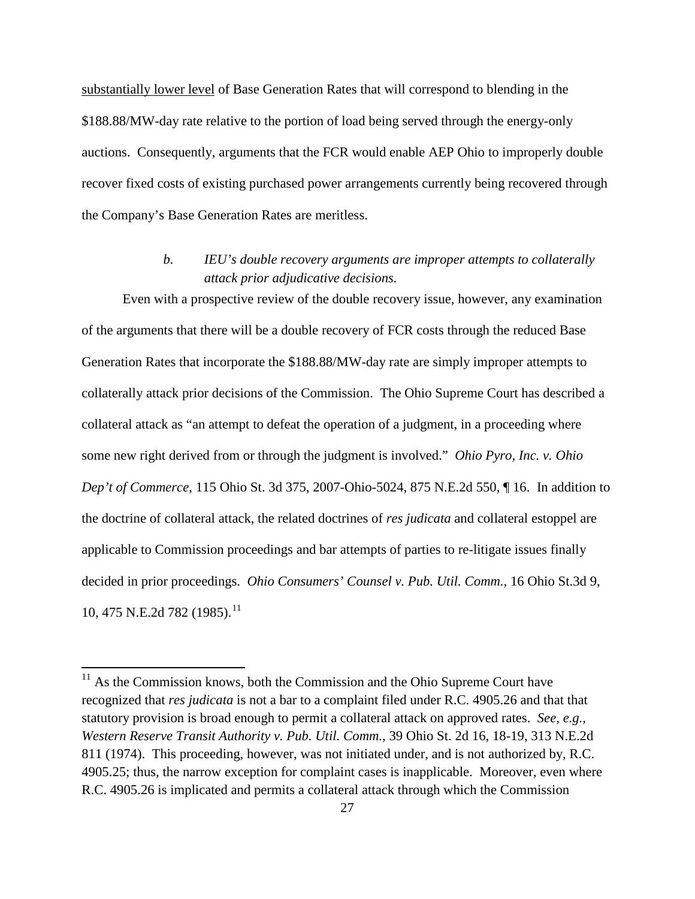<u>substantially lower level</u> of Base Generation Rates that will correspond to blending in the \$188.88/MW-day rate relative to the portion of load being served through the energy-only auctions. Consequently, arguments that the FCR would enable AEP Ohio to improperly double recover fixed costs of existing purchased power arrangements currently being recovered through the Company's Base Generation Rates are meritless.

*b. IEU's double recovery arguments are improper attempts to collaterally attack prior adjudicative decisions.*

Even with a prospective review of the double recovery issue, however, any examination of the arguments that there will be a double recovery of FCR costs through the reduced Base Generation Rates that incorporate the \$188.88/MW-day rate are simply improper attempts to collaterally attack prior decisions of the Commission. The Ohio Supreme Court has described a collateral attack as "an attempt to defeat the operation of a judgment, in a proceeding where some new right derived from or through the judgment is involved." *Ohio Pyro, Inc. v. Ohio Dep't of Commerce*, 115 Ohio St. 3d 375, 2007-Ohio-5024, 875 N.E.2d 550, ¶ 16. In addition to the doctrine of collateral attack, the related doctrines of *res judicata* and collateral estoppel are applicable to Commission proceedings and bar attempts of parties to re-litigate issues finally decided in prior proceedings. *Ohio Consumers' Counsel v. Pub. Util. Comm.*, 16 Ohio St.3d 9, 10, 475 N.E.2d 782 (1985).[11]

[11] As the Commission knows, both the Commission and the Ohio Supreme Court have recognized that *res judicata* is not a bar to a complaint filed under R.C. 4905.26 and that that statutory provision is broad enough to permit a collateral attack on approved rates. *See, e.g., Western Reserve Transit Authority v. Pub. Util. Comm.*, 39 Ohio St. 2d 16, 18-19, 313 N.E.2d 811 (1974). This proceeding, however, was not initiated under, and is not authorized by, R.C. 4905.25; thus, the narrow exception for complaint cases is inapplicable. Moreover, even where R.C. 4905.26 is implicated and permits a collateral attack through which the Commission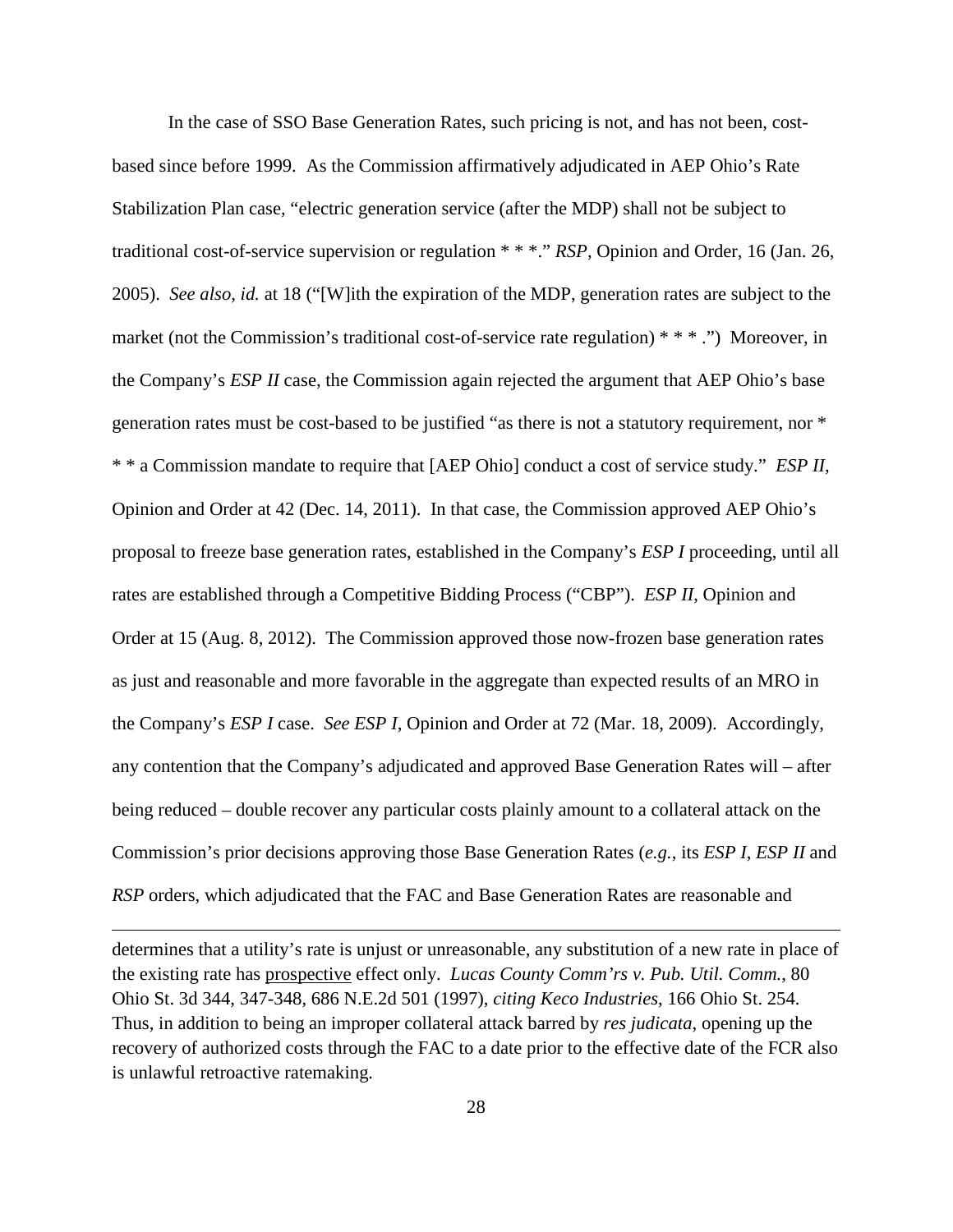In the case of SSO Base Generation Rates, such pricing is not, and has not been, cost-based since before 1999. As the Commission affirmatively adjudicated in AEP Ohio's Rate Stabilization Plan case, "electric generation service (after the MDP) shall not be subject to traditional cost-of-service supervision or regulation * * *." *RSP*, Opinion and Order, 16 (Jan. 26, 2005). *See also, id.* at 18 ("[W]ith the expiration of the MDP, generation rates are subject to the market (not the Commission's traditional cost-of-service rate regulation) * * * .") Moreover, in the Company's *ESP II* case, the Commission again rejected the argument that AEP Ohio's base generation rates must be cost-based to be justified "as there is not a statutory requirement, nor * * * a Commission mandate to require that [AEP Ohio] conduct a cost of service study." *ESP II*, Opinion and Order at 42 (Dec. 14, 2011). In that case, the Commission approved AEP Ohio's proposal to freeze base generation rates, established in the Company's *ESP I* proceeding, until all rates are established through a Competitive Bidding Process ("CBP"). *ESP II*, Opinion and Order at 15 (Aug. 8, 2012). The Commission approved those now-frozen base generation rates as just and reasonable and more favorable in the aggregate than expected results of an MRO in the Company's *ESP I* case. *See ESP I*, Opinion and Order at 72 (Mar. 18, 2009). Accordingly, any contention that the Company's adjudicated and approved Base Generation Rates will – after being reduced – double recover any particular costs plainly amount to a collateral attack on the Commission's prior decisions approving those Base Generation Rates (*e.g.*, its *ESP I*, *ESP II* and *RSP* orders, which adjudicated that the FAC and Base Generation Rates are reasonable and

---

determines that a utility's rate is unjust or unreasonable, any substitution of a new rate in place of the existing rate has <u>prospective</u> effect only. *Lucas County Comm'rs v. Pub. Util. Comm.*, 80 Ohio St. 3d 344, 347-348, 686 N.E.2d 501 (1997), *citing Keco Industries*, 166 Ohio St. 254. Thus, in addition to being an improper collateral attack barred by *res judicata*, opening up the recovery of authorized costs through the FAC to a date prior to the effective date of the FCR also is unlawful retroactive ratemaking.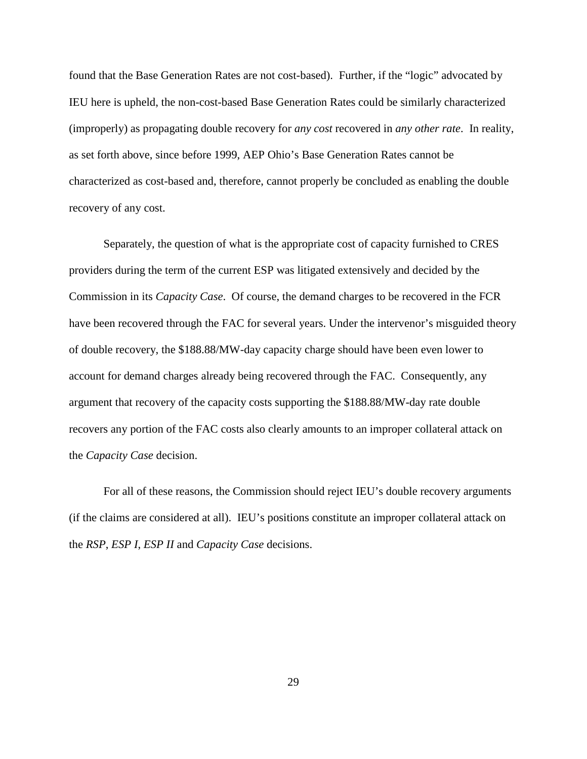found that the Base Generation Rates are not cost-based). Further, if the "logic" advocated by IEU here is upheld, the non-cost-based Base Generation Rates could be similarly characterized (improperly) as propagating double recovery for *any cost* recovered in *any other rate*. In reality, as set forth above, since before 1999, AEP Ohio's Base Generation Rates cannot be characterized as cost-based and, therefore, cannot properly be concluded as enabling the double recovery of any cost.

Separately, the question of what is the appropriate cost of capacity furnished to CRES providers during the term of the current ESP was litigated extensively and decided by the Commission in its *Capacity Case*. Of course, the demand charges to be recovered in the FCR have been recovered through the FAC for several years. Under the intervenor's misguided theory of double recovery, the $188.88/MW-day capacity charge should have been even lower to account for demand charges already being recovered through the FAC. Consequently, any argument that recovery of the capacity costs supporting the $188.88/MW-day rate double recovers any portion of the FAC costs also clearly amounts to an improper collateral attack on the *Capacity Case* decision.

For all of these reasons, the Commission should reject IEU's double recovery arguments (if the claims are considered at all). IEU's positions constitute an improper collateral attack on the *RSP*, *ESP I*, *ESP II* and *Capacity Case* decisions.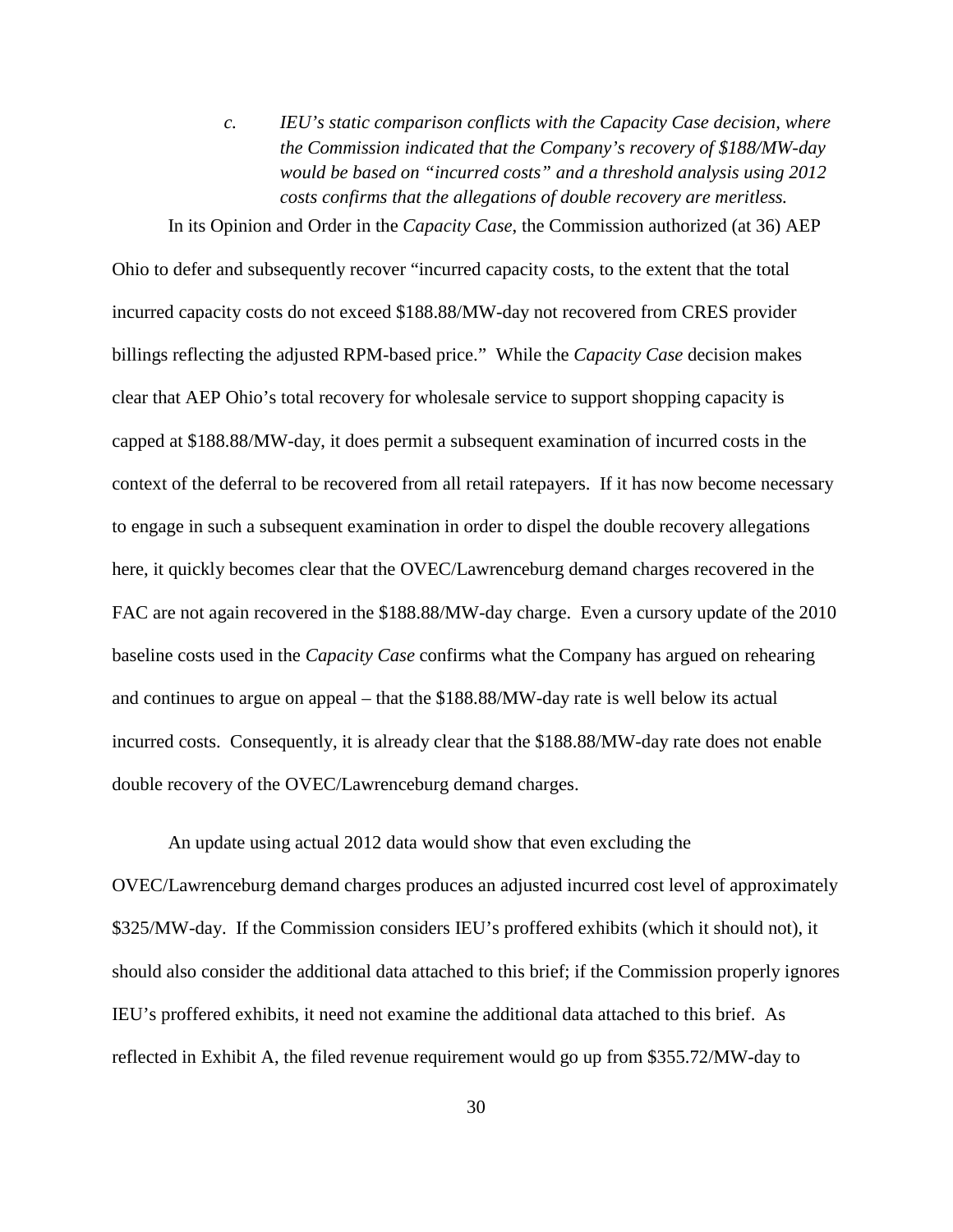*c. IEU's static comparison conflicts with the Capacity Case decision, where the Commission indicated that the Company's recovery of $188/MW-day would be based on "incurred costs" and a threshold analysis using 2012 costs confirms that the allegations of double recovery are meritless.*

In its Opinion and Order in the *Capacity Case*, the Commission authorized (at 36) AEP Ohio to defer and subsequently recover "incurred capacity costs, to the extent that the total incurred capacity costs do not exceed $188.88/MW-day not recovered from CRES provider billings reflecting the adjusted RPM-based price." While the *Capacity Case* decision makes clear that AEP Ohio's total recovery for wholesale service to support shopping capacity is capped at $188.88/MW-day, it does permit a subsequent examination of incurred costs in the context of the deferral to be recovered from all retail ratepayers. If it has now become necessary to engage in such a subsequent examination in order to dispel the double recovery allegations here, it quickly becomes clear that the OVEC/Lawrenceburg demand charges recovered in the FAC are not again recovered in the $188.88/MW-day charge. Even a cursory update of the 2010 baseline costs used in the *Capacity Case* confirms what the Company has argued on rehearing and continues to argue on appeal – that the $188.88/MW-day rate is well below its actual incurred costs. Consequently, it is already clear that the $188.88/MW-day rate does not enable double recovery of the OVEC/Lawrenceburg demand charges.

An update using actual 2012 data would show that even excluding the OVEC/Lawrenceburg demand charges produces an adjusted incurred cost level of approximately $325/MW-day. If the Commission considers IEU's proffered exhibits (which it should not), it should also consider the additional data attached to this brief; if the Commission properly ignores IEU's proffered exhibits, it need not examine the additional data attached to this brief. As reflected in Exhibit A, the filed revenue requirement would go up from $355.72/MW-day to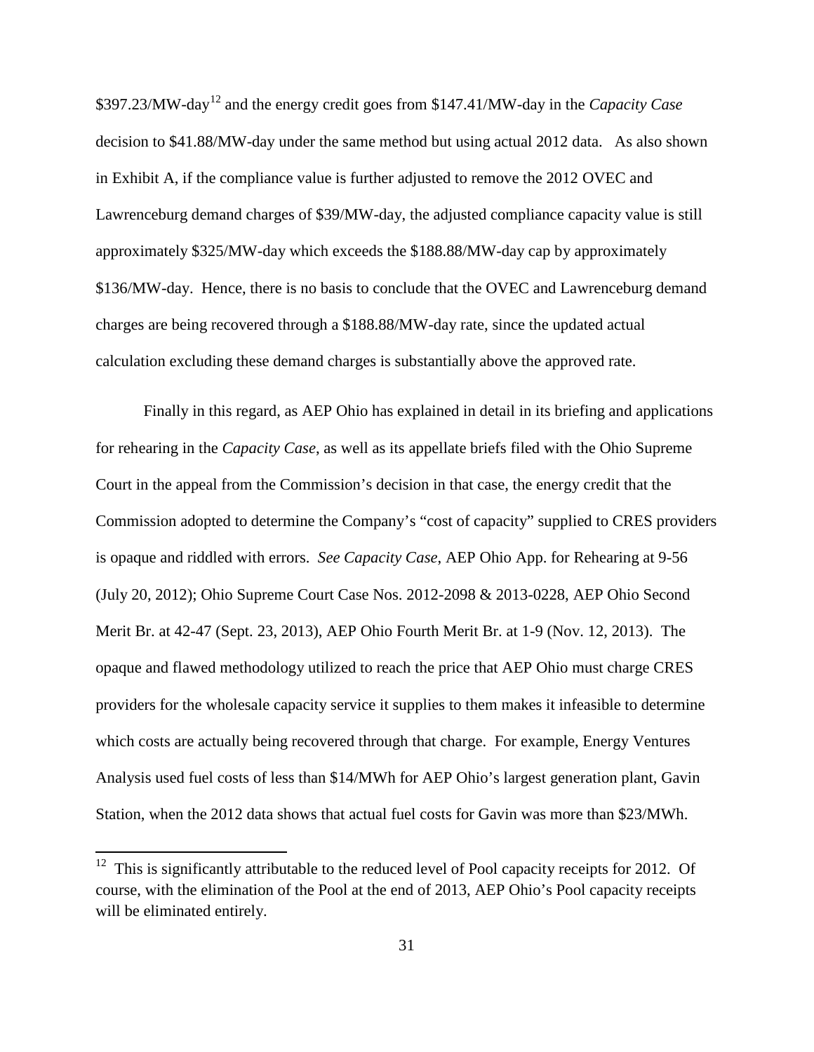$397.23/MW-day[12] and the energy credit goes from $147.41/MW-day in the *Capacity Case* decision to $41.88/MW-day under the same method but using actual 2012 data. As also shown in Exhibit A, if the compliance value is further adjusted to remove the 2012 OVEC and Lawrenceburg demand charges of $39/MW-day, the adjusted compliance capacity value is still approximately $325/MW-day which exceeds the $188.88/MW-day cap by approximately $136/MW-day. Hence, there is no basis to conclude that the OVEC and Lawrenceburg demand charges are being recovered through a $188.88/MW-day rate, since the updated actual calculation excluding these demand charges is substantially above the approved rate.

Finally in this regard, as AEP Ohio has explained in detail in its briefing and applications for rehearing in the *Capacity Case*, as well as its appellate briefs filed with the Ohio Supreme Court in the appeal from the Commission's decision in that case, the energy credit that the Commission adopted to determine the Company's "cost of capacity" supplied to CRES providers is opaque and riddled with errors. *See Capacity Case*, AEP Ohio App. for Rehearing at 9-56 (July 20, 2012); Ohio Supreme Court Case Nos. 2012-2098 & 2013-0228, AEP Ohio Second Merit Br. at 42-47 (Sept. 23, 2013), AEP Ohio Fourth Merit Br. at 1-9 (Nov. 12, 2013). The opaque and flawed methodology utilized to reach the price that AEP Ohio must charge CRES providers for the wholesale capacity service it supplies to them makes it infeasible to determine which costs are actually being recovered through that charge. For example, Energy Ventures Analysis used fuel costs of less than $14/MWh for AEP Ohio's largest generation plant, Gavin Station, when the 2012 data shows that actual fuel costs for Gavin was more than $23/MWh.

---

[12] This is significantly attributable to the reduced level of Pool capacity receipts for 2012. Of course, with the elimination of the Pool at the end of 2013, AEP Ohio's Pool capacity receipts will be eliminated entirely.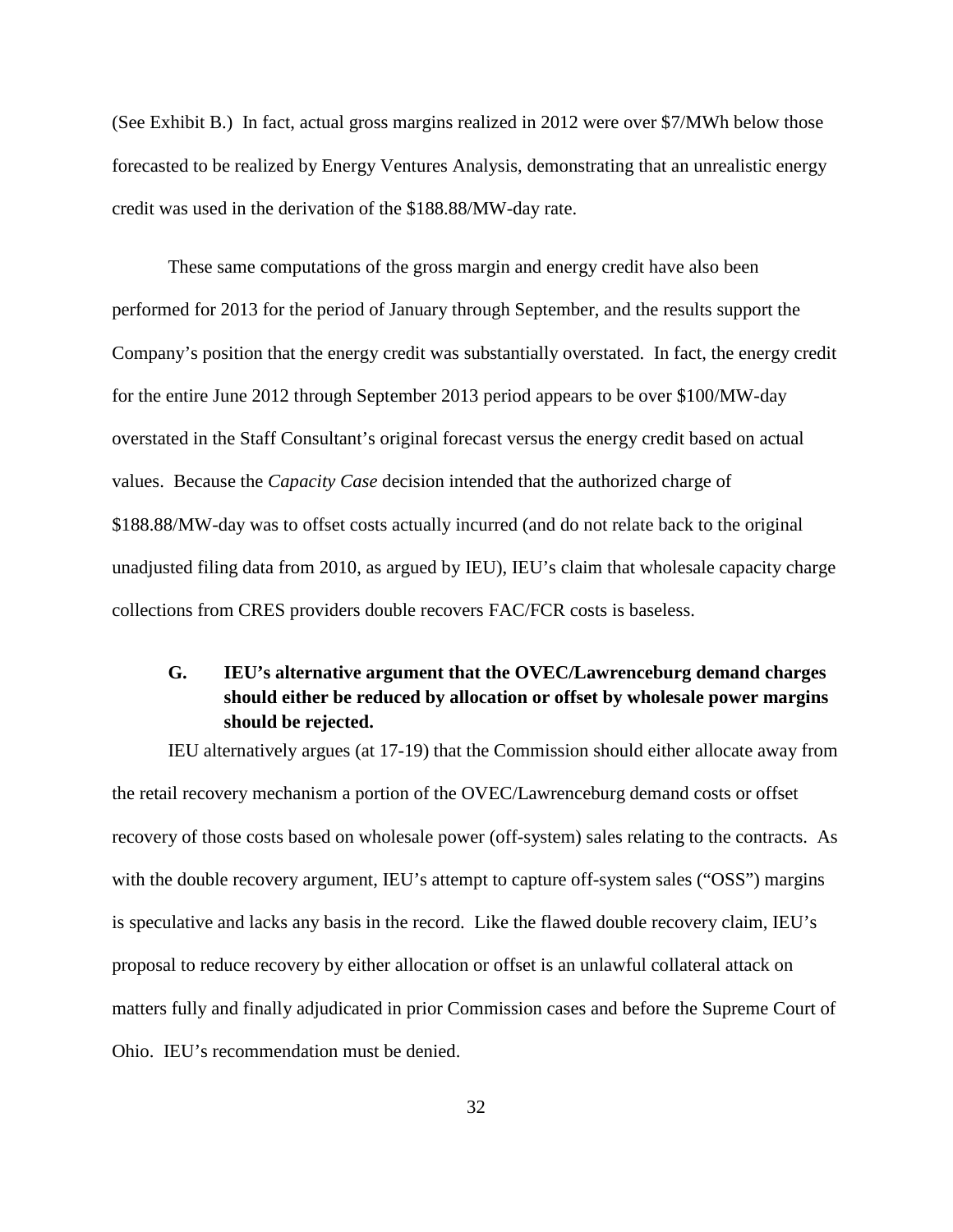(See Exhibit B.) In fact, actual gross margins realized in 2012 were over \$7/MWh below those forecasted to be realized by Energy Ventures Analysis, demonstrating that an unrealistic energy credit was used in the derivation of the \$188.88/MW-day rate.

These same computations of the gross margin and energy credit have also been performed for 2013 for the period of January through September, and the results support the Company's position that the energy credit was substantially overstated. In fact, the energy credit for the entire June 2012 through September 2013 period appears to be over \$100/MW-day overstated in the Staff Consultant's original forecast versus the energy credit based on actual values. Because the *Capacity Case* decision intended that the authorized charge of \$188.88/MW-day was to offset costs actually incurred (and do not relate back to the original unadjusted filing data from 2010, as argued by IEU), IEU's claim that wholesale capacity charge collections from CRES providers double recovers FAC/FCR costs is baseless.

### G. IEU's alternative argument that the OVEC/Lawrenceburg demand charges should either be reduced by allocation or offset by wholesale power margins should be rejected.

IEU alternatively argues (at 17-19) that the Commission should either allocate away from the retail recovery mechanism a portion of the OVEC/Lawrenceburg demand costs or offset recovery of those costs based on wholesale power (off-system) sales relating to the contracts. As with the double recovery argument, IEU's attempt to capture off-system sales ("OSS") margins is speculative and lacks any basis in the record. Like the flawed double recovery claim, IEU's proposal to reduce recovery by either allocation or offset is an unlawful collateral attack on matters fully and finally adjudicated in prior Commission cases and before the Supreme Court of Ohio. IEU's recommendation must be denied.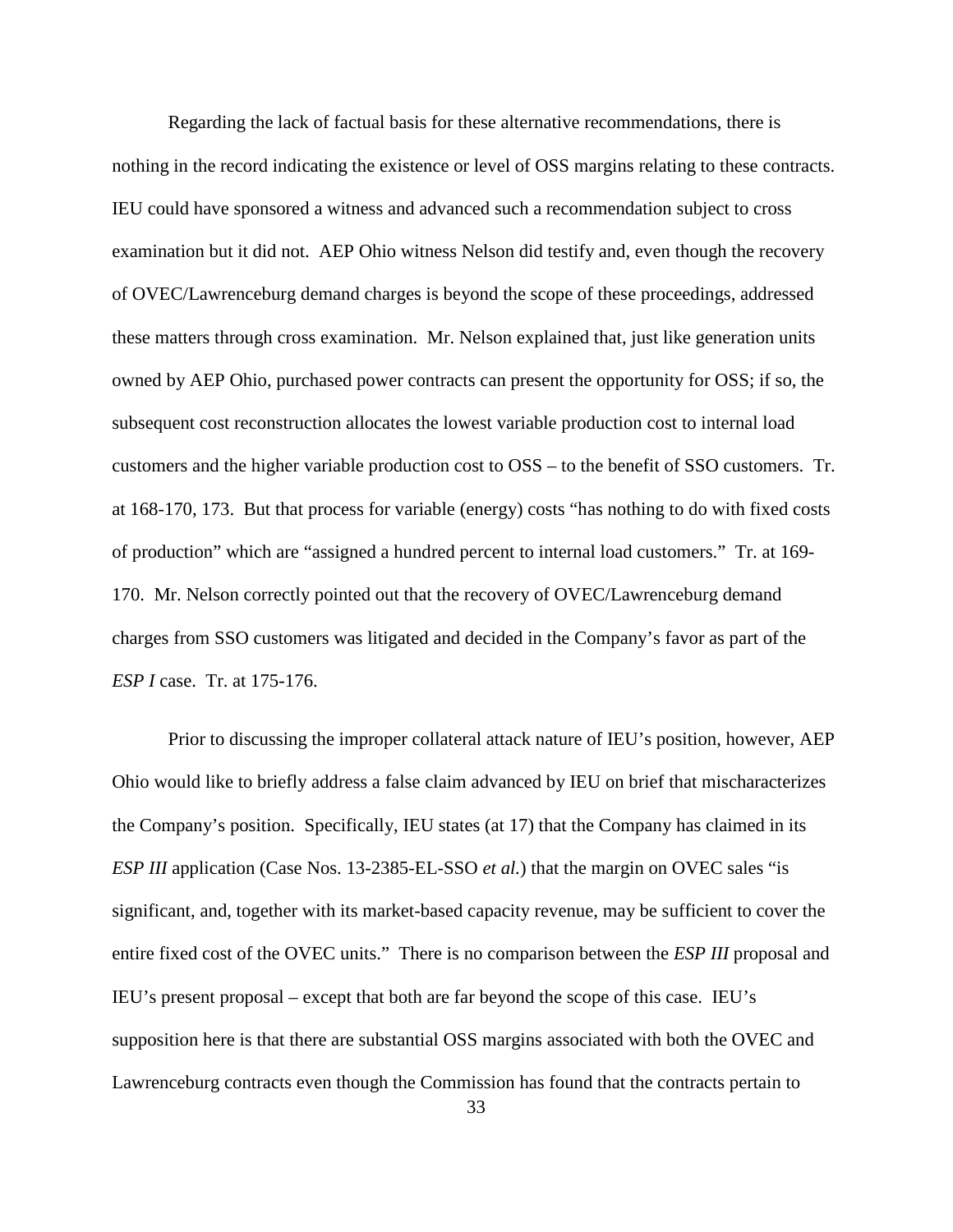Regarding the lack of factual basis for these alternative recommendations, there is nothing in the record indicating the existence or level of OSS margins relating to these contracts. IEU could have sponsored a witness and advanced such a recommendation subject to cross examination but it did not. AEP Ohio witness Nelson did testify and, even though the recovery of OVEC/Lawrenceburg demand charges is beyond the scope of these proceedings, addressed these matters through cross examination. Mr. Nelson explained that, just like generation units owned by AEP Ohio, purchased power contracts can present the opportunity for OSS; if so, the subsequent cost reconstruction allocates the lowest variable production cost to internal load customers and the higher variable production cost to OSS – to the benefit of SSO customers. Tr. at 168-170, 173. But that process for variable (energy) costs "has nothing to do with fixed costs of production" which are "assigned a hundred percent to internal load customers." Tr. at 169-170. Mr. Nelson correctly pointed out that the recovery of OVEC/Lawrenceburg demand charges from SSO customers was litigated and decided in the Company's favor as part of the *ESP I* case. Tr. at 175-176.

Prior to discussing the improper collateral attack nature of IEU's position, however, AEP Ohio would like to briefly address a false claim advanced by IEU on brief that mischaracterizes the Company's position. Specifically, IEU states (at 17) that the Company has claimed in its *ESP III* application (Case Nos. 13-2385-EL-SSO *et al.*) that the margin on OVEC sales "is significant, and, together with its market-based capacity revenue, may be sufficient to cover the entire fixed cost of the OVEC units." There is no comparison between the *ESP III* proposal and IEU's present proposal – except that both are far beyond the scope of this case. IEU's supposition here is that there are substantial OSS margins associated with both the OVEC and Lawrenceburg contracts even though the Commission has found that the contracts pertain to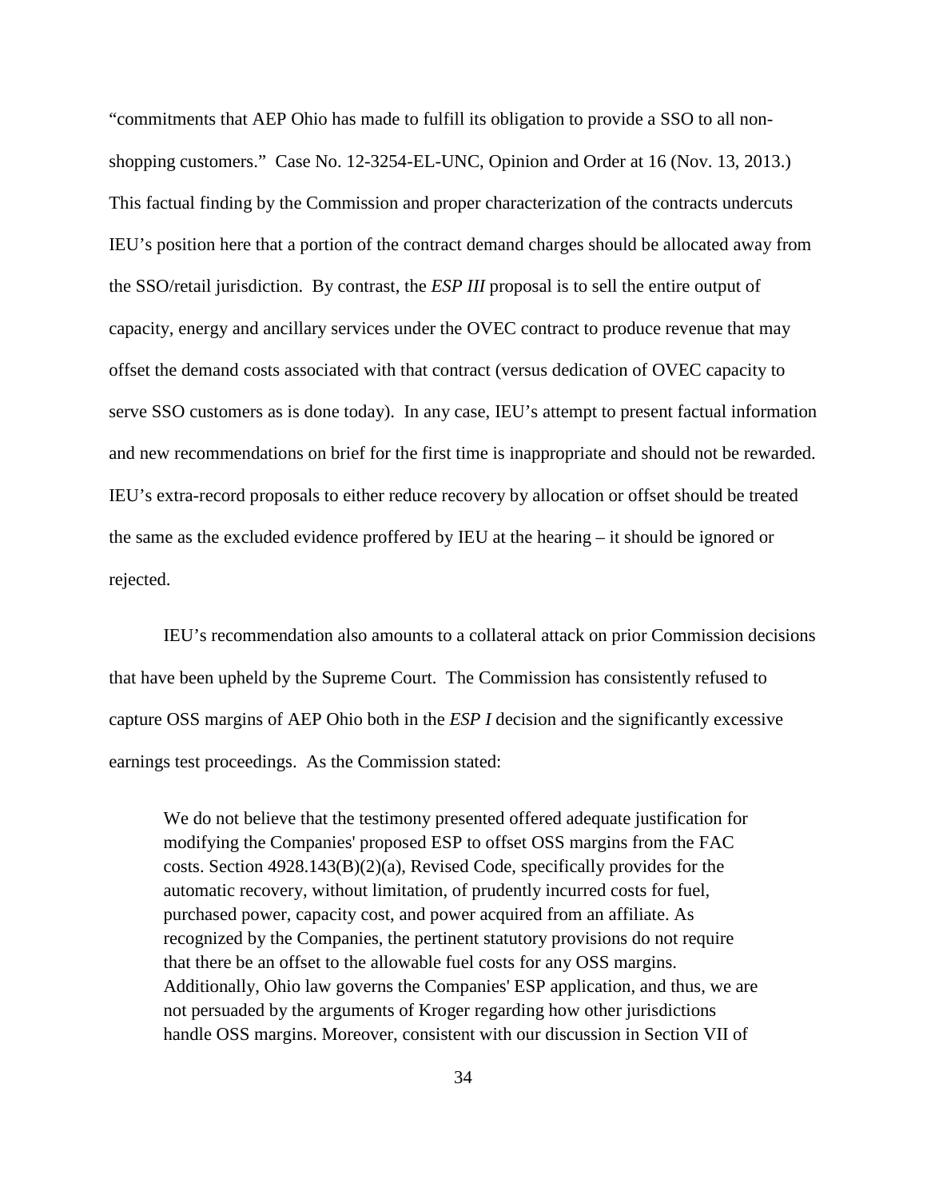"commitments that AEP Ohio has made to fulfill its obligation to provide a SSO to all non-shopping customers." Case No. 12-3254-EL-UNC, Opinion and Order at 16 (Nov. 13, 2013.) This factual finding by the Commission and proper characterization of the contracts undercuts IEU's position here that a portion of the contract demand charges should be allocated away from the SSO/retail jurisdiction. By contrast, the *ESP III* proposal is to sell the entire output of capacity, energy and ancillary services under the OVEC contract to produce revenue that may offset the demand costs associated with that contract (versus dedication of OVEC capacity to serve SSO customers as is done today). In any case, IEU's attempt to present factual information and new recommendations on brief for the first time is inappropriate and should not be rewarded. IEU's extra-record proposals to either reduce recovery by allocation or offset should be treated the same as the excluded evidence proffered by IEU at the hearing – it should be ignored or rejected.

IEU's recommendation also amounts to a collateral attack on prior Commission decisions that have been upheld by the Supreme Court. The Commission has consistently refused to capture OSS margins of AEP Ohio both in the *ESP I* decision and the significantly excessive earnings test proceedings. As the Commission stated:

> We do not believe that the testimony presented offered adequate justification for modifying the Companies' proposed ESP to offset OSS margins from the FAC costs. Section 4928.143(B)(2)(a), Revised Code, specifically provides for the automatic recovery, without limitation, of prudently incurred costs for fuel, purchased power, capacity cost, and power acquired from an affiliate. As recognized by the Companies, the pertinent statutory provisions do not require that there be an offset to the allowable fuel costs for any OSS margins. Additionally, Ohio law governs the Companies' ESP application, and thus, we are not persuaded by the arguments of Kroger regarding how other jurisdictions handle OSS margins. Moreover, consistent with our discussion in Section VII of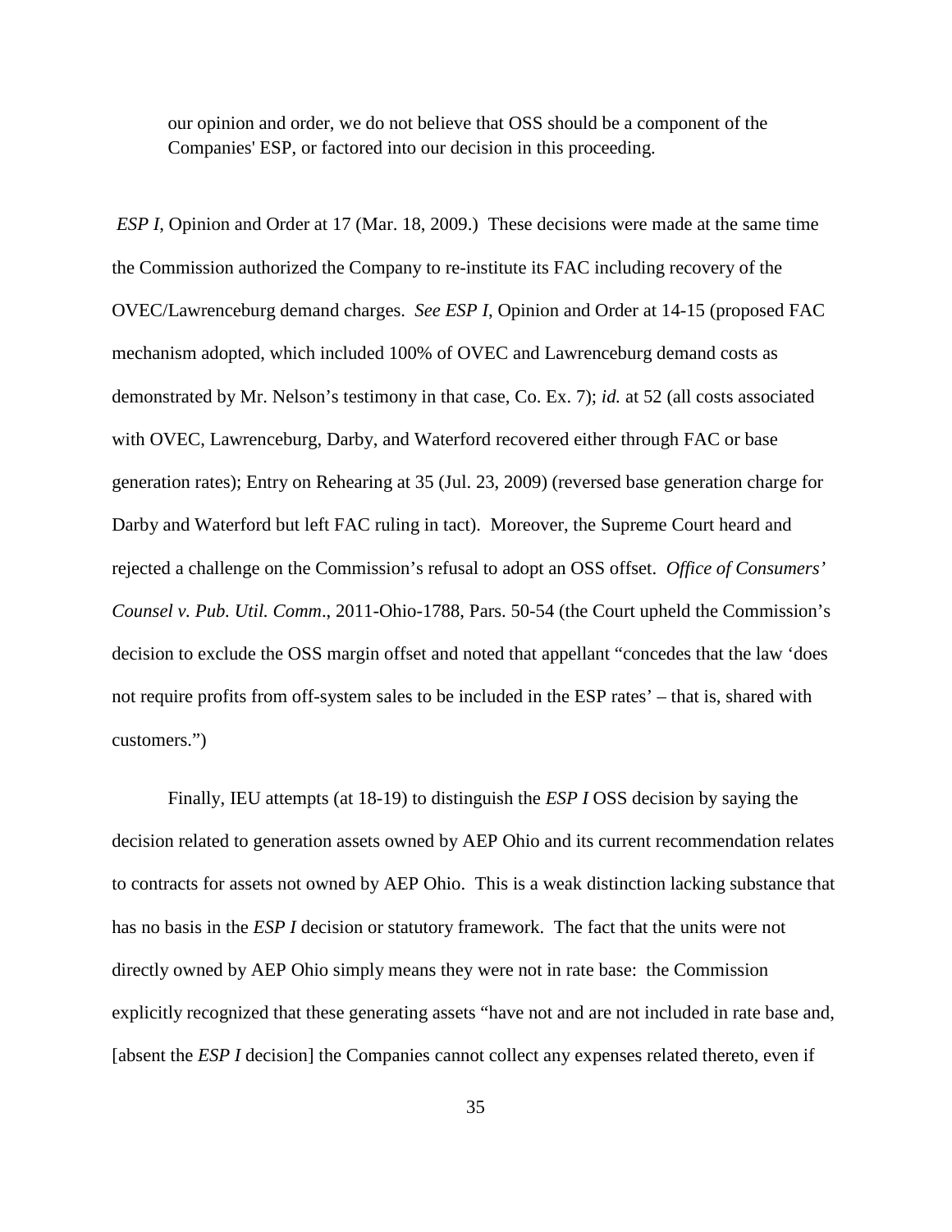> our opinion and order, we do not believe that OSS should be a component of the Companies' ESP, or factored into our decision in this proceeding.

*ESP I*, Opinion and Order at 17 (Mar. 18, 2009.) These decisions were made at the same time the Commission authorized the Company to re-institute its FAC including recovery of the OVEC/Lawrenceburg demand charges. *See ESP I*, Opinion and Order at 14-15 (proposed FAC mechanism adopted, which included 100% of OVEC and Lawrenceburg demand costs as demonstrated by Mr. Nelson's testimony in that case, Co. Ex. 7); *id.* at 52 (all costs associated with OVEC, Lawrenceburg, Darby, and Waterford recovered either through FAC or base generation rates); Entry on Rehearing at 35 (Jul. 23, 2009) (reversed base generation charge for Darby and Waterford but left FAC ruling in tact). Moreover, the Supreme Court heard and rejected a challenge on the Commission's refusal to adopt an OSS offset. *Office of Consumers' Counsel v. Pub. Util. Comm*., 2011-Ohio-1788, Pars. 50-54 (the Court upheld the Commission's decision to exclude the OSS margin offset and noted that appellant "concedes that the law 'does not require profits from off-system sales to be included in the ESP rates' – that is, shared with customers.")

Finally, IEU attempts (at 18-19) to distinguish the *ESP I* OSS decision by saying the decision related to generation assets owned by AEP Ohio and its current recommendation relates to contracts for assets not owned by AEP Ohio. This is a weak distinction lacking substance that has no basis in the *ESP I* decision or statutory framework. The fact that the units were not directly owned by AEP Ohio simply means they were not in rate base: the Commission explicitly recognized that these generating assets "have not and are not included in rate base and, [absent the *ESP I* decision] the Companies cannot collect any expenses related thereto, even if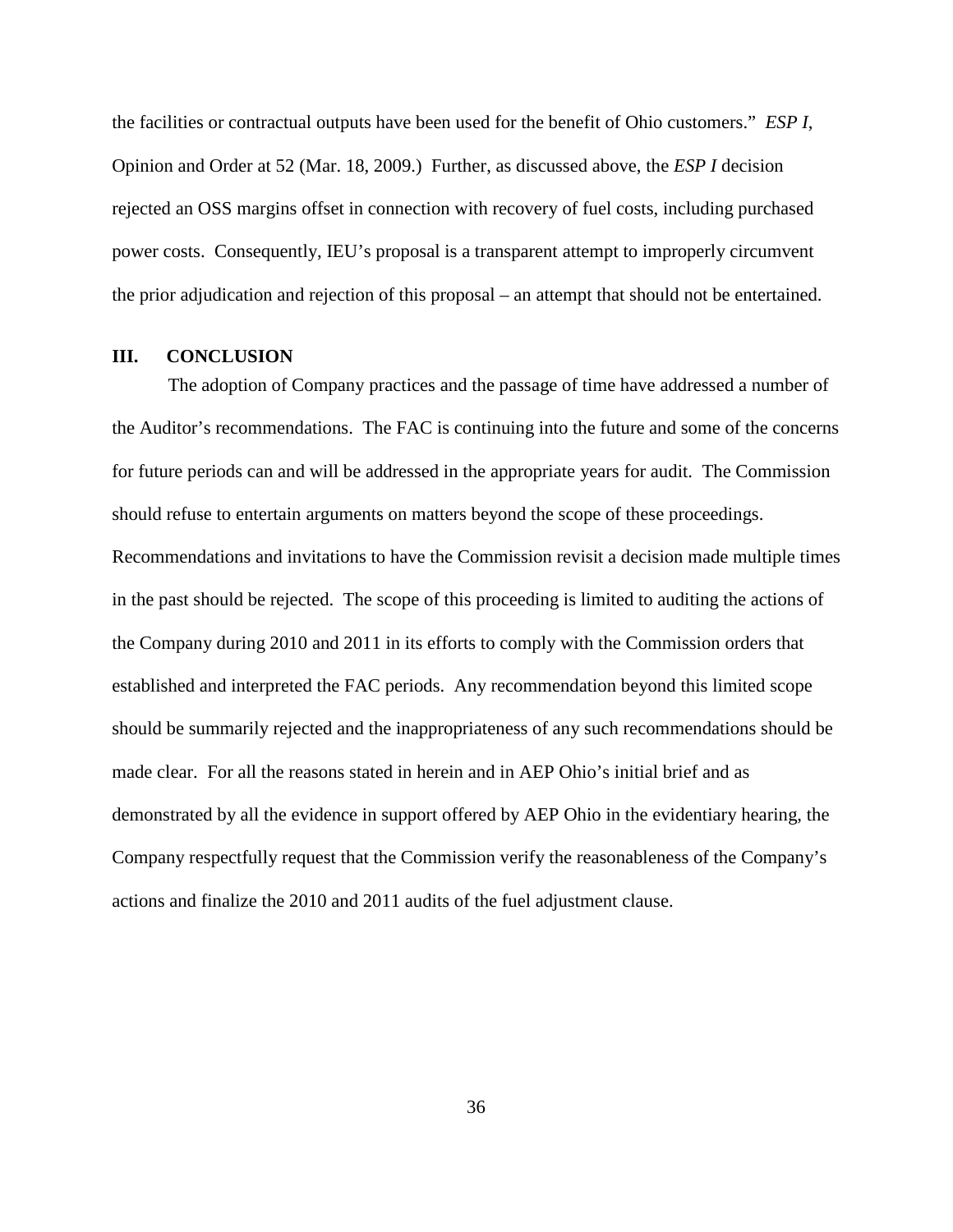the facilities or contractual outputs have been used for the benefit of Ohio customers." *ESP I*, Opinion and Order at 52 (Mar. 18, 2009.) Further, as discussed above, the *ESP I* decision rejected an OSS margins offset in connection with recovery of fuel costs, including purchased power costs. Consequently, IEU's proposal is a transparent attempt to improperly circumvent the prior adjudication and rejection of this proposal – an attempt that should not be entertained.

## III. CONCLUSION

The adoption of Company practices and the passage of time have addressed a number of the Auditor's recommendations. The FAC is continuing into the future and some of the concerns for future periods can and will be addressed in the appropriate years for audit. The Commission should refuse to entertain arguments on matters beyond the scope of these proceedings. Recommendations and invitations to have the Commission revisit a decision made multiple times in the past should be rejected. The scope of this proceeding is limited to auditing the actions of the Company during 2010 and 2011 in its efforts to comply with the Commission orders that established and interpreted the FAC periods. Any recommendation beyond this limited scope should be summarily rejected and the inappropriateness of any such recommendations should be made clear. For all the reasons stated in herein and in AEP Ohio's initial brief and as demonstrated by all the evidence in support offered by AEP Ohio in the evidentiary hearing, the Company respectfully request that the Commission verify the reasonableness of the Company's actions and finalize the 2010 and 2011 audits of the fuel adjustment clause.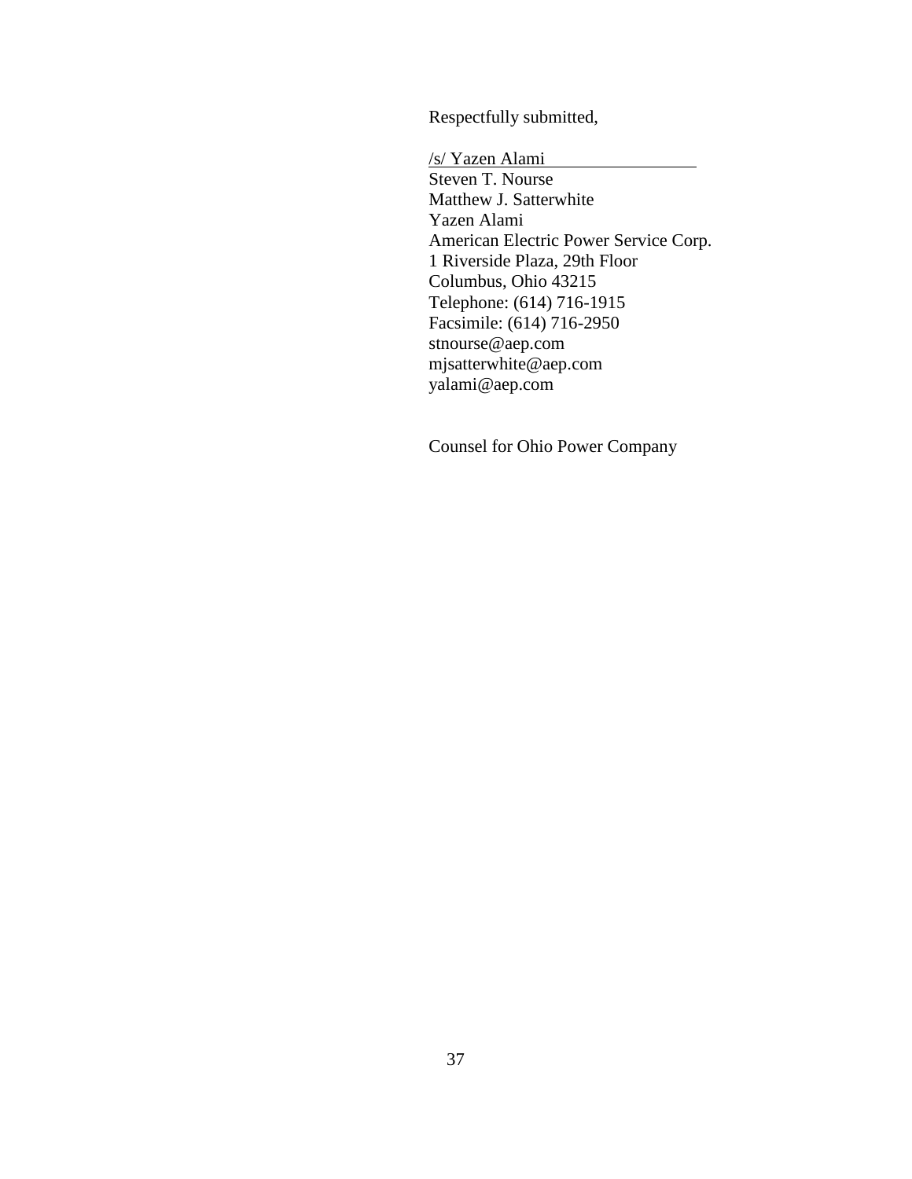Respectfully submitted,

/s/ Yazen Alami
Steven T. Nourse
Matthew J. Satterwhite
Yazen Alami
American Electric Power Service Corp.
1 Riverside Plaza, 29th Floor
Columbus, Ohio 43215
Telephone: (614) 716-1915
Facsimile: (614) 716-2950
stnourse@aep.com
mjsatterwhite@aep.com
yalami@aep.com

Counsel for Ohio Power Company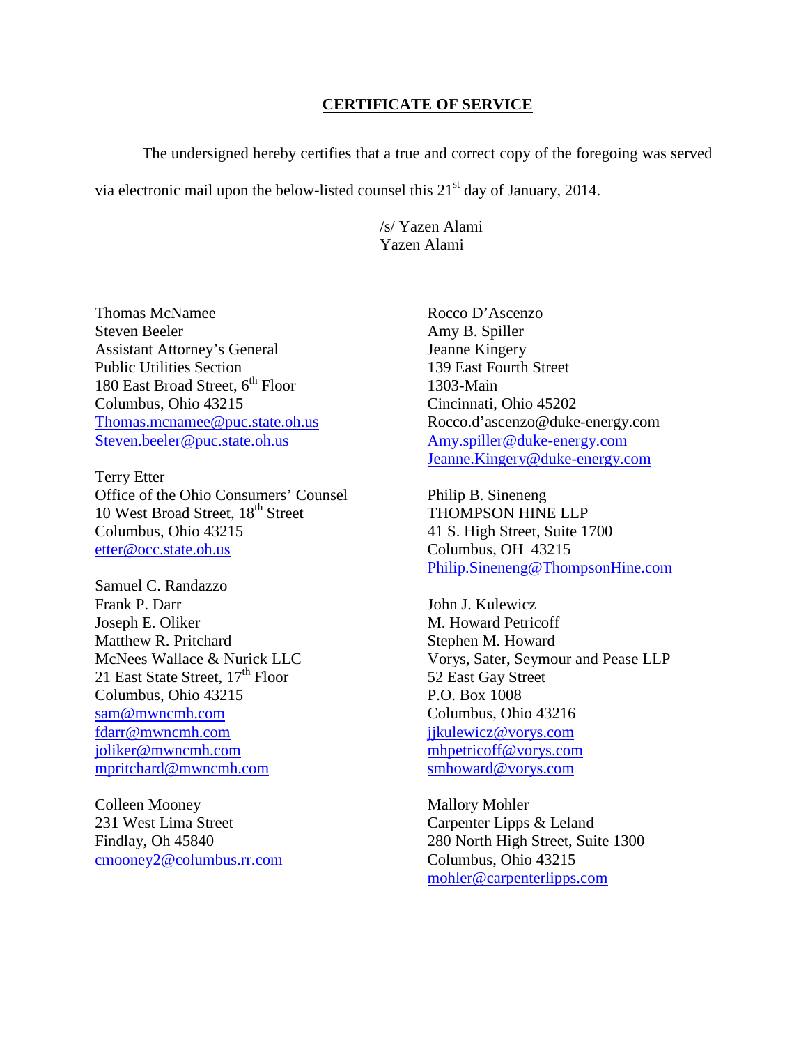## CERTIFICATE OF SERVICE

The undersigned hereby certifies that a true and correct copy of the foregoing was served via electronic mail upon the below-listed counsel this 21st day of January, 2014.

/s/ Yazen Alami
Yazen Alami

Thomas McNamee
Steven Beeler
Assistant Attorney's General
Public Utilities Section
180 East Broad Street, 6th Floor
Columbus, Ohio 43215
Thomas.mcnamee@puc.state.oh.us
Steven.beeler@puc.state.oh.us

Terry Etter
Office of the Ohio Consumers' Counsel
10 West Broad Street, 18th Street
Columbus, Ohio 43215
etter@occ.state.oh.us

Samuel C. Randazzo
Frank P. Darr
Joseph E. Oliker
Matthew R. Pritchard
McNees Wallace & Nurick LLC
21 East State Street, 17th Floor
Columbus, Ohio 43215
sam@mwncmh.com
fdarr@mwncmh.com
joliker@mwncmh.com
mpritchard@mwncmh.com

Colleen Mooney
231 West Lima Street
Findlay, Oh 45840
cmooney2@columbus.rr.com

Rocco D'Ascenzo
Amy B. Spiller
Jeanne Kingery
139 East Fourth Street
1303-Main
Cincinnati, Ohio 45202
Rocco.d'ascenzo@duke-energy.com
Amy.spiller@duke-energy.com
Jeanne.Kingery@duke-energy.com

Philip B. Sineneng
THOMPSON HINE LLP
41 S. High Street, Suite 1700
Columbus, OH 43215
Philip.Sineneng@ThompsonHine.com

John J. Kulewicz
M. Howard Petricoff
Stephen M. Howard
Vorys, Sater, Seymour and Pease LLP
52 East Gay Street
P.O. Box 1008
Columbus, Ohio 43216
jjkulewicz@vorys.com
mhpetricoff@vorys.com
smhoward@vorys.com

Mallory Mohler
Carpenter Lipps & Leland
280 North High Street, Suite 1300
Columbus, Ohio 43215
mohler@carpenterlipps.com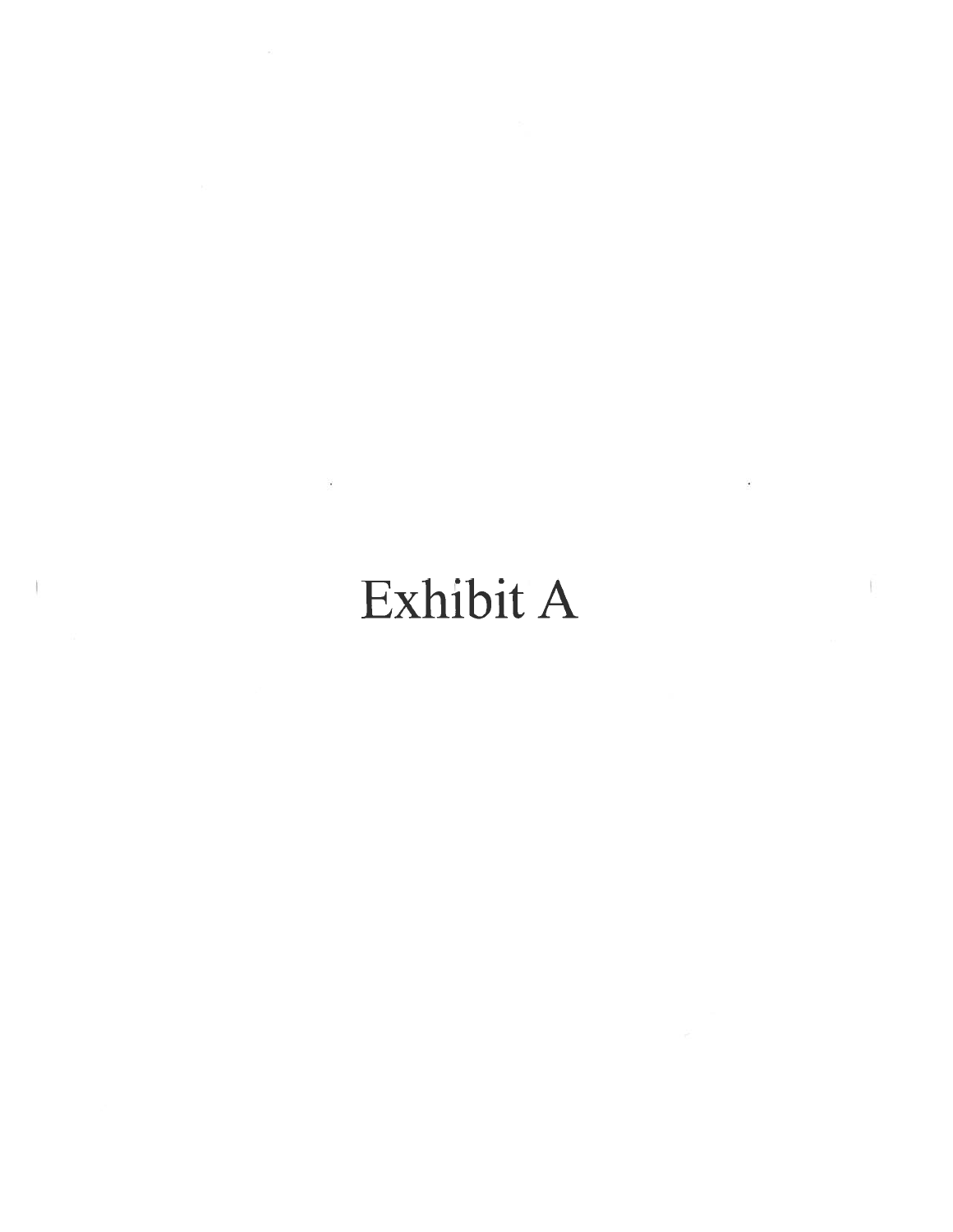# Exhibit A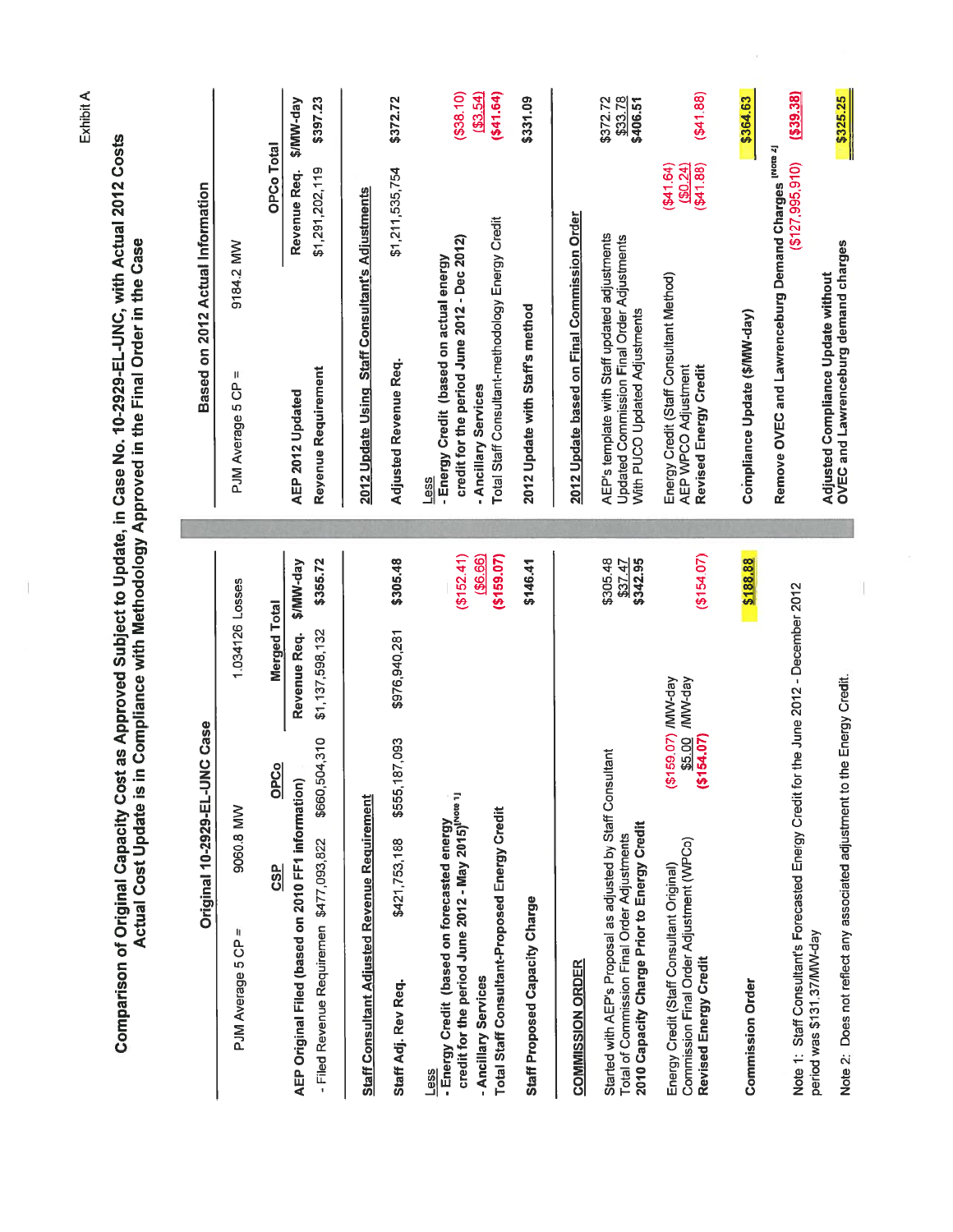Exhibit A

# Comparison of Original Capacity Cost as Approved Subject to Update, in Case No. 10-2929-EL-UNC, with Actual 2012 Costs
## Actual Cost Update is in Compliance with Methodology Approved in the Final Order in the Case

### Original 10-2929-EL-UNC Case

| | | | | |
|---|---|---|---|---|
| PJM Average 5 CP = | 9060.8 MW | | 1.034126 Losses | |
| | CSP | OPCo | Merged Total | |
| **AEP Original Filed (based on 2010 FF1 information)** | | | Revenue Req. | $/MW-day |
| - Filed Revenue Requiremen | $477,093,822 | $660,504,310 | $1,137,598,132 | $355.72 |
| **Staff Consultant Adjusted Revenue Requirement** | | | | |
| **Staff Adj. Rev Req.** | $421,753,188 | $555,187,093 | $976,940,281 | $305.48 |
| Less | | | | |
| **- Energy Credit (based on forecasted energy credit for the period June 2012 - May 2015)**[Note 1] | | | | ($152.41) |
| **- Ancillary Services** | | | | ($6.66) |
| **Total Staff Consultant-Proposed Energy Credit** | | | | ($159.07) |
| **Staff Proposed Capacity Charge** | | | | $146.41 |
| **COMMISSION ORDER** | | | | |
| Started with AEP's Proposal as adjusted by Staff Consultant | | | | $305.48 |
| Total of Commission Final Order Adjustments | | | | $37.47 |
| **2010 Capacity Charge Prior to Energy Credit** | | | | $342.95 |
| Energy Credit (Staff Consultant Original) | ($159.07) /MW-day | | | |
| Commission Final Order Adjustment (WPCo) | $5.00 /MW-day | | | |
| **Revised Energy Credit** | ($154.07) | | | ($154.07) |
| **Commission Order** | | | | $188.88 |

### Based on 2012 Actual Information

| | | | |
|---|---|---|---|
| PJM Average 5 CP = | 9184.2 MW | | |
| | | OPCo Total | |
| **AEP 2012 Updated** | | Revenue Req. | $/MW-day |
| **Revenue Requirement** | | $1,291,202,119 | $397.23 |
| **2012 Update Using Staff Consultant's Adjustments** | | | |
| **Adjusted Revenue Req.** | | $1,211,535,754 | $372.72 |
| Less | | | |
| **- Energy Credit (based on actual energy credit for the period June 2012 - Dec 2012)** | | | ($38.10) |
| **- Ancillary Services** | | | ($3.54) |
| Total Staff Consultant-methodology Energy Credit | | | ($41.64) |
| **2012 Update with Staff's method** | | | $331.09 |
| **2012 Update based on Final Commission Order** | | | |
| AEP's template with Staff updated adjustments | | | $372.72 |
| Updated Commission Final Order Adjustments | | | $33.78 |
| With PUCO Updated Adjustments | | | $406.51 |
| Energy Credit (Staff Consultant Method) | ($41.64) | | |
| AEP WPCO Adjustment | $0.24 | | |
| **Revised Energy Credit** | ($41.88) | | ($41.88) |
| **Compliance Update ($/MW-day)** | | | $364.63 |
| **Remove OVEC and Lawrenceburg Demand Charges** [Note 2] | | ($127,995,910) | ($39.38) |
| **Adjusted Compliance Update without OVEC and Lawrenceburg demand charges** | | | $325.25 |

Note 1: Staff Consultant's Forecasted Energy Credit for the June 2012 - December 2012 period was $131.37/MW-day

Note 2: Does not reflect any associated adjustment to the Energy Credit.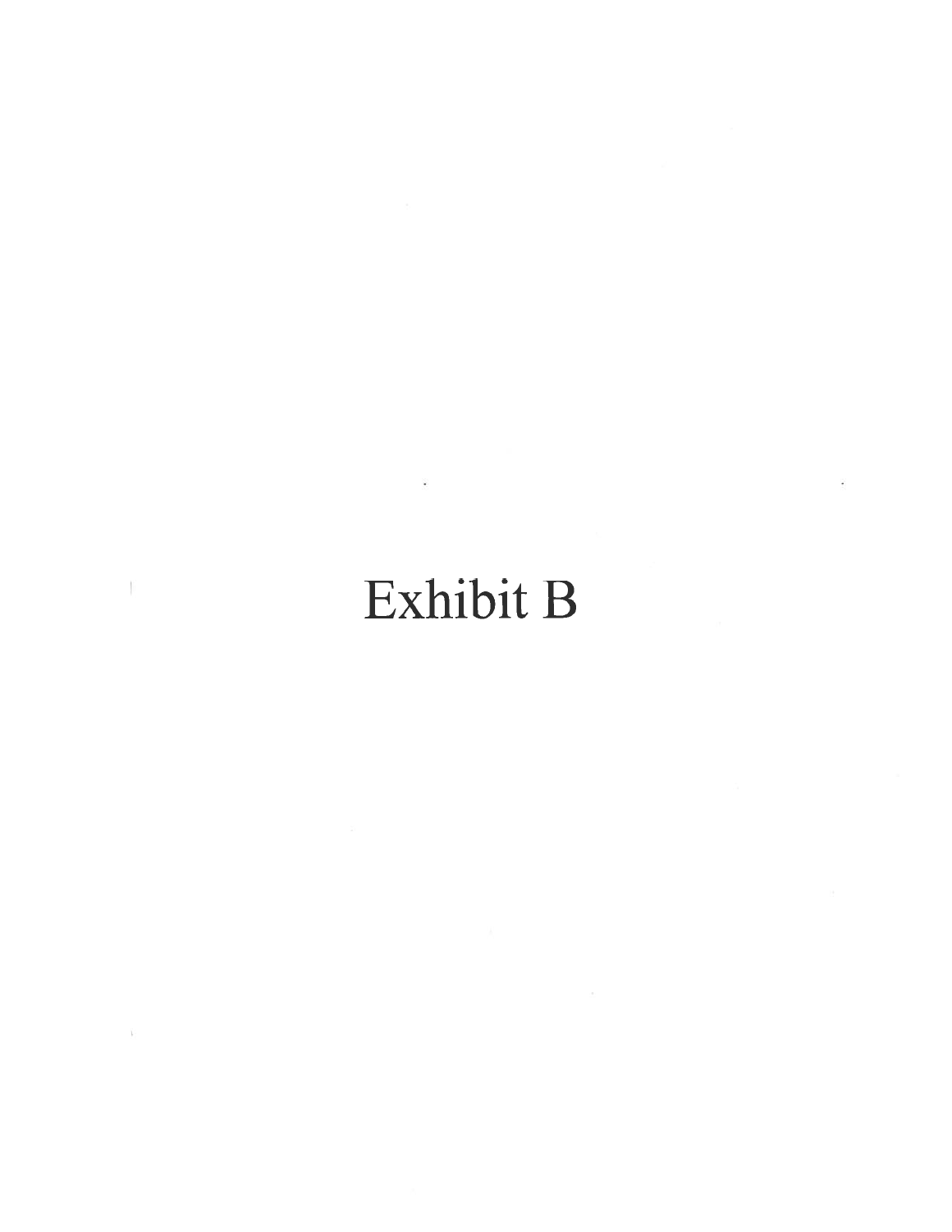# Exhibit B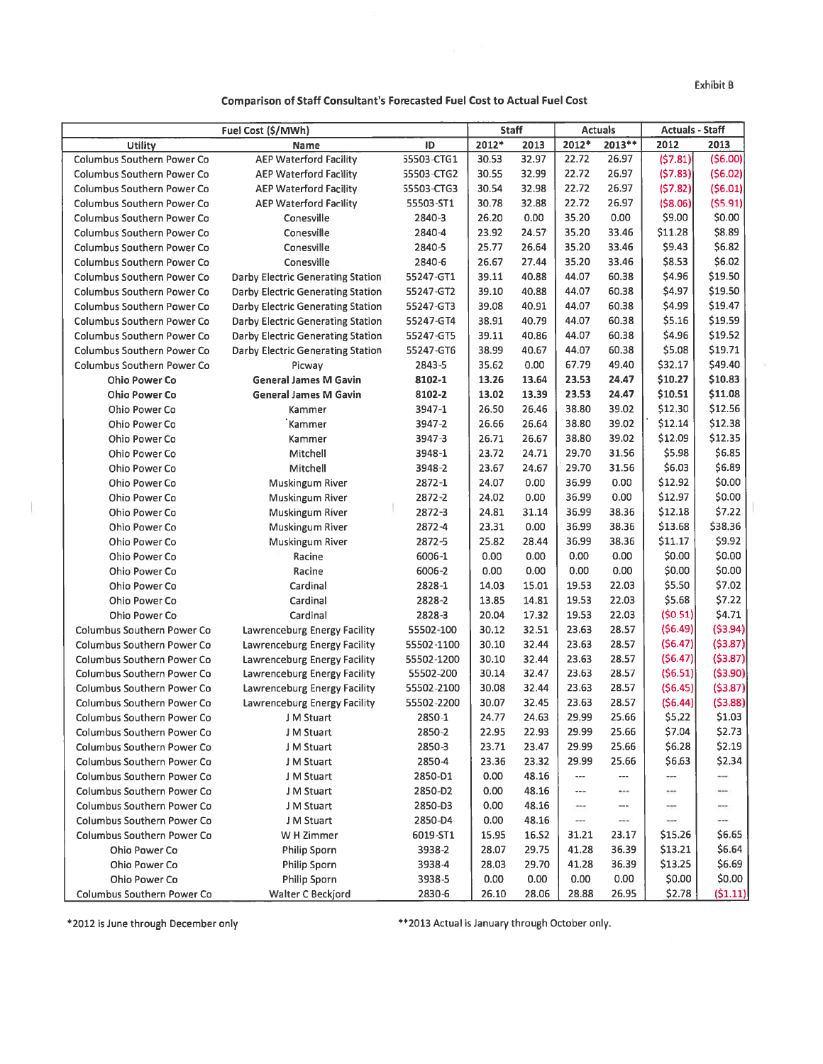Exhibit B

**Comparison of Staff Consultant's Forecasted Fuel Cost to Actual Fuel Cost**

| Fuel Cost ($/MWh) | | | Staff | | Actuals | | Actuals - Staff | |
|---|---|---|---|---|---|---|---|---|
| Utility | Name | ID | 2012* | 2013 | 2012* | 2013** | 2012 | 2013 |
| Columbus Southern Power Co | AEP Waterford Facility | 55503-CTG1 | 30.53 | 32.97 | 22.72 | 26.97 | ($7.81) | ($6.00) |
| Columbus Southern Power Co | AEP Waterford Facility | 55503-CTG2 | 30.55 | 32.99 | 22.72 | 26.97 | ($7.83) | ($6.02) |
| Columbus Southern Power Co | AEP Waterford Facility | 55503-CTG3 | 30.54 | 32.98 | 22.72 | 26.97 | ($7.82) | ($6.01) |
| Columbus Southern Power Co | AEP Waterford Facility | 55503-ST1 | 30.78 | 32.88 | 22.72 | 26.97 | ($8.06) | ($5.91) |
| Columbus Southern Power Co | Conesville | 2840-3 | 26.20 | 0.00 | 35.20 | 0.00 | $9.00 | $0.00 |
| Columbus Southern Power Co | Conesville | 2840-4 | 23.92 | 24.57 | 35.20 | 33.46 | $11.28 | $8.89 |
| Columbus Southern Power Co | Conesville | 2840-5 | 25.77 | 26.64 | 35.20 | 33.46 | $9.43 | $6.82 |
| Columbus Southern Power Co | Conesville | 2840-6 | 26.67 | 27.44 | 35.20 | 33.46 | $8.53 | $6.02 |
| Columbus Southern Power Co | Darby Electric Generating Station | 55247-GT1 | 39.11 | 40.88 | 44.07 | 60.38 | $4.96 | $19.50 |
| Columbus Southern Power Co | Darby Electric Generating Station | 55247-GT2 | 39.10 | 40.88 | 44.07 | 60.38 | $4.97 | $19.50 |
| Columbus Southern Power Co | Darby Electric Generating Station | 55247-GT3 | 39.08 | 40.91 | 44.07 | 60.38 | $4.99 | $19.47 |
| Columbus Southern Power Co | Darby Electric Generating Station | 55247-GT4 | 38.91 | 40.79 | 44.07 | 60.38 | $5.16 | $19.59 |
| Columbus Southern Power Co | Darby Electric Generating Station | 55247-GT5 | 39.11 | 40.86 | 44.07 | 60.38 | $4.96 | $19.52 |
| Columbus Southern Power Co | Darby Electric Generating Station | 55247-GT6 | 38.99 | 40.67 | 44.07 | 60.38 | $5.08 | $19.71 |
| Columbus Southern Power Co | Picway | 2843-5 | 35.62 | 0.00 | 67.79 | 49.40 | $32.17 | $49.40 |
| **Ohio Power Co** | **General James M Gavin** | **8102-1** | **13.26** | **13.64** | **23.53** | **24.47** | **$10.27** | **$10.83** |
| **Ohio Power Co** | **General James M Gavin** | **8102-2** | **13.02** | **13.39** | **23.53** | **24.47** | **$10.51** | **$11.08** |
| Ohio Power Co | Kammer | 3947-1 | 26.50 | 26.46 | 38.80 | 39.02 | $12.30 | $12.56 |
| Ohio Power Co | Kammer | 3947-2 | 26.66 | 26.64 | 38.80 | 39.02 | $12.14 | $12.38 |
| Ohio Power Co | Kammer | 3947-3 | 26.71 | 26.67 | 38.80 | 39.02 | $12.09 | $12.35 |
| Ohio Power Co | Mitchell | 3948-1 | 23.72 | 24.71 | 29.70 | 31.56 | $5.98 | $6.85 |
| Ohio Power Co | Mitchell | 3948-2 | 23.67 | 24.67 | 29.70 | 31.56 | $6.03 | $6.89 |
| Ohio Power Co | Muskingum River | 2872-1 | 24.07 | 0.00 | 36.99 | 0.00 | $12.92 | $0.00 |
| Ohio Power Co | Muskingum River | 2872-2 | 24.02 | 0.00 | 36.99 | 0.00 | $12.97 | $0.00 |
| Ohio Power Co | Muskingum River | 2872-3 | 24.81 | 31.14 | 36.99 | 38.36 | $12.18 | $7.22 |
| Ohio Power Co | Muskingum River | 2872-4 | 23.31 | 0.00 | 36.99 | 38.36 | $13.68 | $38.36 |
| Ohio Power Co | Muskingum River | 2872-5 | 25.82 | 28.44 | 36.99 | 38.36 | $11.17 | $9.92 |
| Ohio Power Co | Racine | 6006-1 | 0.00 | 0.00 | 0.00 | 0.00 | $0.00 | $0.00 |
| Ohio Power Co | Racine | 6006-2 | 0.00 | 0.00 | 0.00 | 0.00 | $0.00 | $0.00 |
| Ohio Power Co | Cardinal | 2828-1 | 14.03 | 15.01 | 19.53 | 22.03 | $5.50 | $7.02 |
| Ohio Power Co | Cardinal | 2828-2 | 13.85 | 14.81 | 19.53 | 22.03 | $5.68 | $7.22 |
| Ohio Power Co | Cardinal | 2828-3 | 20.04 | 17.32 | 19.53 | 22.03 | ($0.51) | $4.71 |
| Columbus Southern Power Co | Lawrenceburg Energy Facility | 55502-100 | 30.12 | 32.51 | 23.63 | 28.57 | ($6.49) | ($3.94) |
| Columbus Southern Power Co | Lawrenceburg Energy Facility | 55502-1100 | 30.10 | 32.44 | 23.63 | 28.57 | ($6.47) | ($3.87) |
| Columbus Southern Power Co | Lawrenceburg Energy Facility | 55502-1200 | 30.10 | 32.44 | 23.63 | 28.57 | ($6.47) | ($3.87) |
| Columbus Southern Power Co | Lawrenceburg Energy Facility | 55502-200 | 30.14 | 32.47 | 23.63 | 28.57 | ($6.51) | ($3.90) |
| Columbus Southern Power Co | Lawrenceburg Energy Facility | 55502-2100 | 30.08 | 32.44 | 23.63 | 28.57 | ($6.45) | ($3.87) |
| Columbus Southern Power Co | Lawrenceburg Energy Facility | 55502-2200 | 30.07 | 32.45 | 23.63 | 28.57 | ($6.44) | ($3.88) |
| Columbus Southern Power Co | J M Stuart | 2850-1 | 24.77 | 24.63 | 29.99 | 25.66 | $5.22 | $1.03 |
| Columbus Southern Power Co | J M Stuart | 2850-2 | 22.95 | 22.93 | 29.99 | 25.66 | $7.04 | $2.73 |
| Columbus Southern Power Co | J M Stuart | 2850-3 | 23.71 | 23.47 | 29.99 | 25.66 | $6.28 | $2.19 |
| Columbus Southern Power Co | J M Stuart | 2850-4 | 23.36 | 23.32 | 29.99 | 25.66 | $6.63 | $2.34 |
| Columbus Southern Power Co | J M Stuart | 2850-D1 | 0.00 | 48.16 | --- | --- | --- | --- |
| Columbus Southern Power Co | J M Stuart | 2850-D2 | 0.00 | 48.16 | --- | --- | --- | --- |
| Columbus Southern Power Co | J M Stuart | 2850-D3 | 0.00 | 48.16 | --- | --- | --- | --- |
| Columbus Southern Power Co | J M Stuart | 2850-D4 | 0.00 | 48.16 | --- | --- | --- | --- |
| Columbus Southern Power Co | W H Zimmer | 6019-ST1 | 15.95 | 16.52 | 31.21 | 23.17 | $15.26 | $6.65 |
| Ohio Power Co | Philip Sporn | 3938-2 | 28.07 | 29.75 | 41.28 | 36.39 | $13.21 | $6.64 |
| Ohio Power Co | Philip Sporn | 3938-4 | 28.03 | 29.70 | 41.28 | 36.39 | $13.25 | $6.69 |
| Ohio Power Co | Philip Sporn | 3938-5 | 0.00 | 0.00 | 0.00 | 0.00 | $0.00 | $0.00 |
| Columbus Southern Power Co | Walter C Beckjord | 2830-6 | 26.10 | 28.06 | 28.88 | 26.95 | $2.78 | ($1.11) |

*2012 is June through December only

**2013 Actual is January through October only.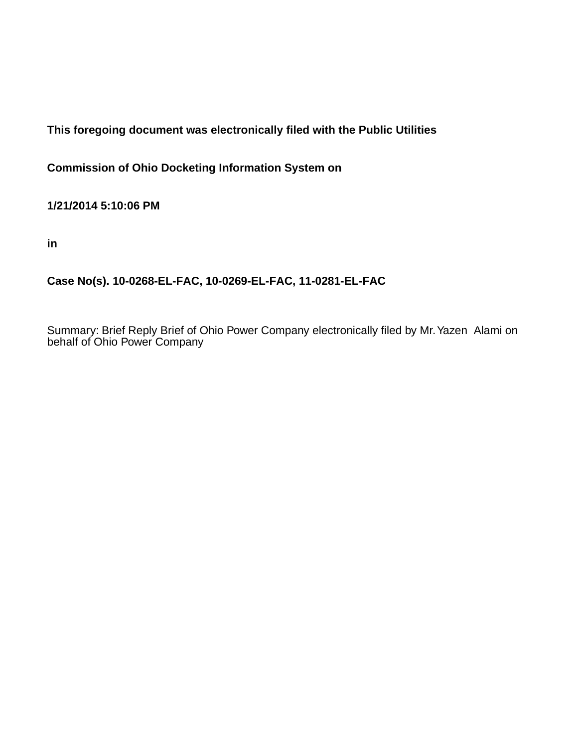**This foregoing document was electronically filed with the Public Utilities**

**Commission of Ohio Docketing Information System on**

**1/21/2014 5:10:06 PM**

**in**

**Case No(s). 10-0268-EL-FAC, 10-0269-EL-FAC, 11-0281-EL-FAC**

Summary: Brief Reply Brief of Ohio Power Company electronically filed by Mr. Yazen Alami on behalf of Ohio Power Company